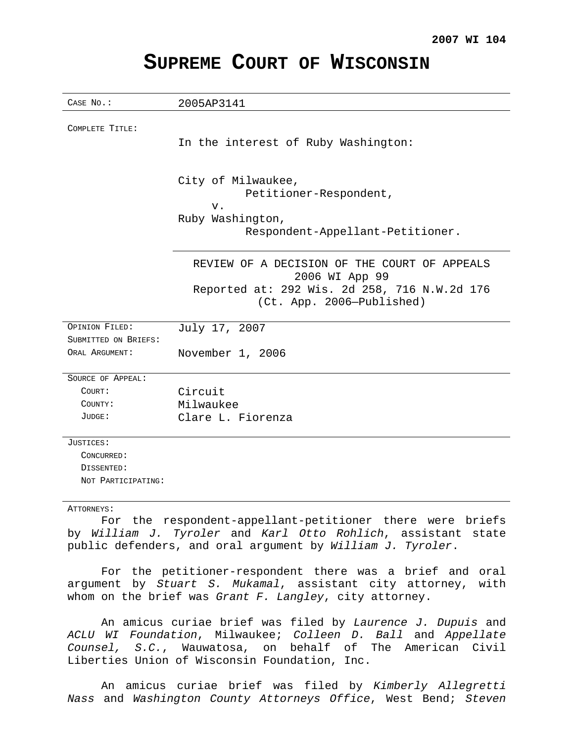**2007 WI 104**

# SUPREME COURT OF WISCONSIN

| | |
|---|---|
| CASE NO.: | 2005AP3141 |
| COMPLETE TITLE: | In the interest of Ruby Washington:<br><br>City of Milwaukee,<br>Petitioner-Respondent,<br>v.<br>Ruby Washington,<br>Respondent-Appellant-Petitioner. |
| | REVIEW OF A DECISION OF THE COURT OF APPEALS<br>2006 WI App 99<br>Reported at: 292 Wis. 2d 258, 716 N.W.2d 176<br>(Ct. App. 2006—Published) |
| OPINION FILED: | July 17, 2007 |
| SUBMITTED ON BRIEFS: | |
| ORAL ARGUMENT: | November 1, 2006 |
| SOURCE OF APPEAL: | |
| COURT: | Circuit |
| COUNTY: | Milwaukee |
| JUDGE: | Clare L. Fiorenza |
| JUSTICES: | |
| CONCURRED: | |
| DISSENTED: | |
| NOT PARTICIPATING: | |

ATTORNEYS:

For the respondent-appellant-petitioner there were briefs by *William J. Tyroler* and *Karl Otto Rohlich*, assistant state public defenders, and oral argument by *William J. Tyroler*.

For the petitioner-respondent there was a brief and oral argument by *Stuart S. Mukamal*, assistant city attorney, with whom on the brief was *Grant F. Langley*, city attorney.

An amicus curiae brief was filed by *Laurence J. Dupuis* and *ACLU WI Foundation*, Milwaukee; *Colleen D. Ball* and *Appellate Counsel, S.C.*, Wauwatosa, on behalf of The American Civil Liberties Union of Wisconsin Foundation, Inc.

An amicus curiae brief was filed by *Kimberly Allegretti Nass* and *Washington County Attorneys Office*, West Bend; *Steven*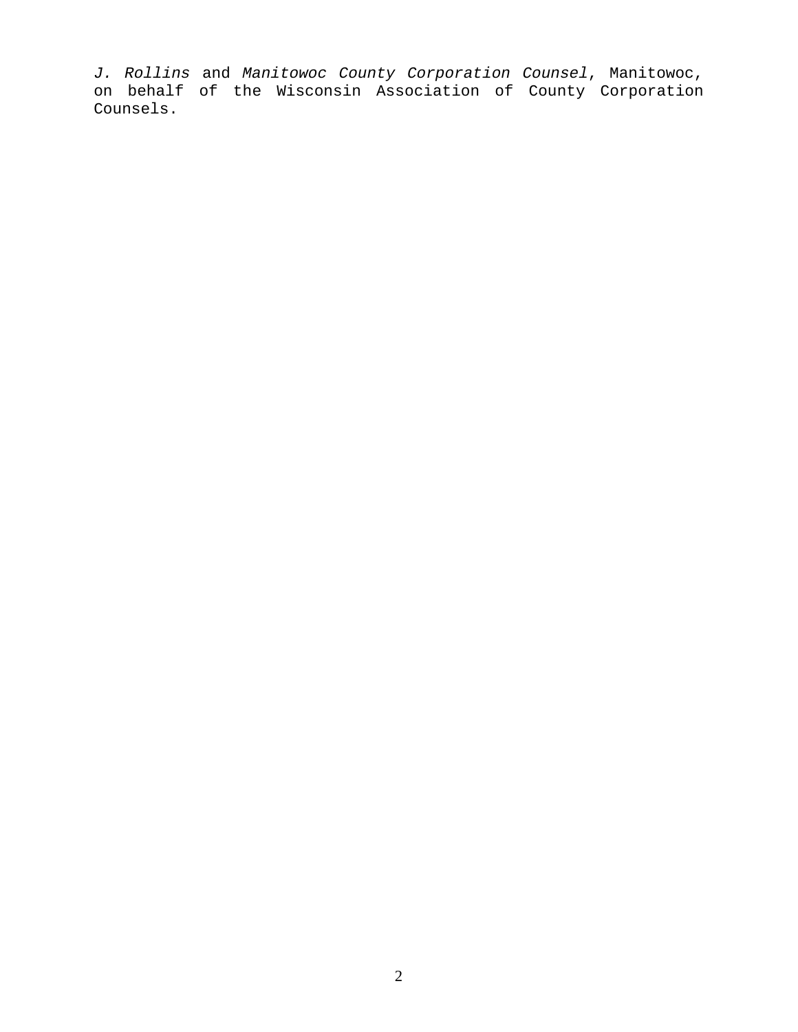*J. Rollins* and *Manitowoc County Corporation Counsel*, Manitowoc, on behalf of the Wisconsin Association of County Corporation Counsels.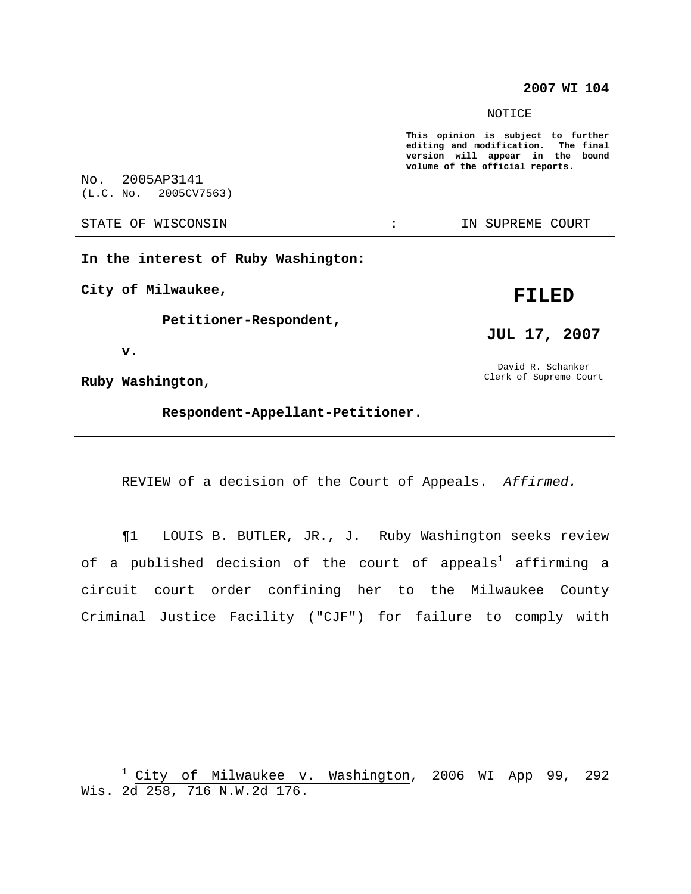**2007 WI 104**

NOTICE

**This opinion is subject to further editing and modification. The final version will appear in the bound volume of the official reports.**

No. 2005AP3141
(L.C. No. 2005CV7563)

STATE OF WISCONSIN : IN SUPREME COURT

---

**In the interest of Ruby Washington:**

**City of Milwaukee,**

**Petitioner-Respondent,**

**v.**

**Ruby Washington,**

**Respondent-Appellant-Petitioner.**

**FILED**

**JUL 17, 2007**

David R. Schanker
Clerk of Supreme Court

---

REVIEW of a decision of the Court of Appeals. *Affirmed.*

¶1 LOUIS B. BUTLER, JR., J. Ruby Washington seeks review of a published decision of the court of appeals[1] affirming a circuit court order confining her to the Milwaukee County Criminal Justice Facility ("CJF") for failure to comply with

---

[1] City of Milwaukee v. Washington, 2006 WI App 99, 292 Wis. 2d 258, 716 N.W.2d 176.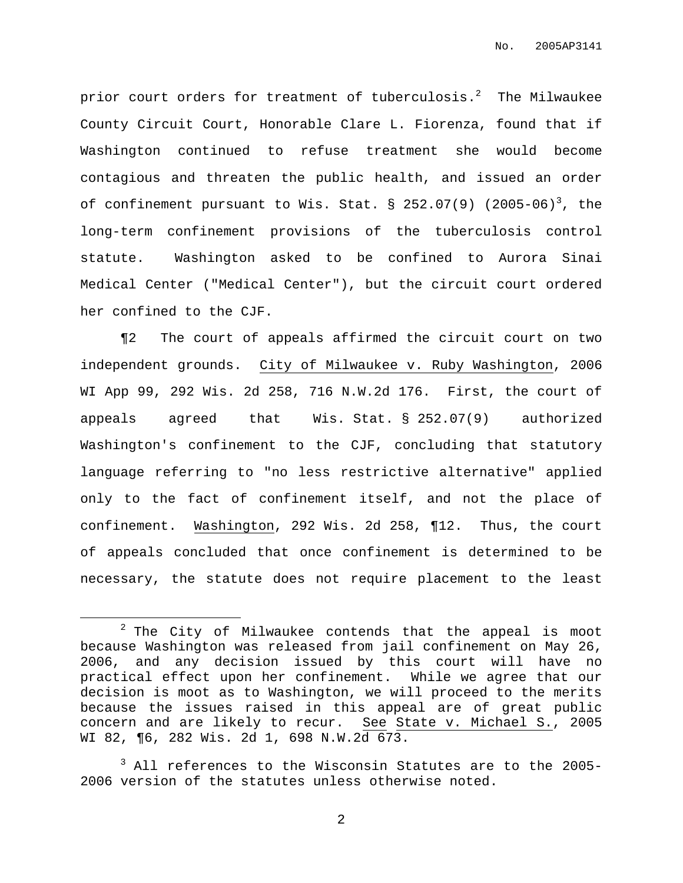prior court orders for treatment of tuberculosis.[2] The Milwaukee County Circuit Court, Honorable Clare L. Fiorenza, found that if Washington continued to refuse treatment she would become contagious and threaten the public health, and issued an order of confinement pursuant to Wis. Stat. § 252.07(9) (2005-06)[3], the long-term confinement provisions of the tuberculosis control statute. Washington asked to be confined to Aurora Sinai Medical Center ("Medical Center"), but the circuit court ordered her confined to the CJF.

¶2 The court of appeals affirmed the circuit court on two independent grounds. City of Milwaukee v. Ruby Washington, 2006 WI App 99, 292 Wis. 2d 258, 716 N.W.2d 176. First, the court of appeals agreed that Wis. Stat. § 252.07(9) authorized Washington's confinement to the CJF, concluding that statutory language referring to "no less restrictive alternative" applied only to the fact of confinement itself, and not the place of confinement. Washington, 292 Wis. 2d 258, ¶12. Thus, the court of appeals concluded that once confinement is determined to be necessary, the statute does not require placement to the least

---

[2] The City of Milwaukee contends that the appeal is moot because Washington was released from jail confinement on May 26, 2006, and any decision issued by this court will have no practical effect upon her confinement. While we agree that our decision is moot as to Washington, we will proceed to the merits because the issues raised in this appeal are of great public concern and are likely to recur. See State v. Michael S., 2005 WI 82, ¶6, 282 Wis. 2d 1, 698 N.W.2d 673.

[3] All references to the Wisconsin Statutes are to the 2005-2006 version of the statutes unless otherwise noted.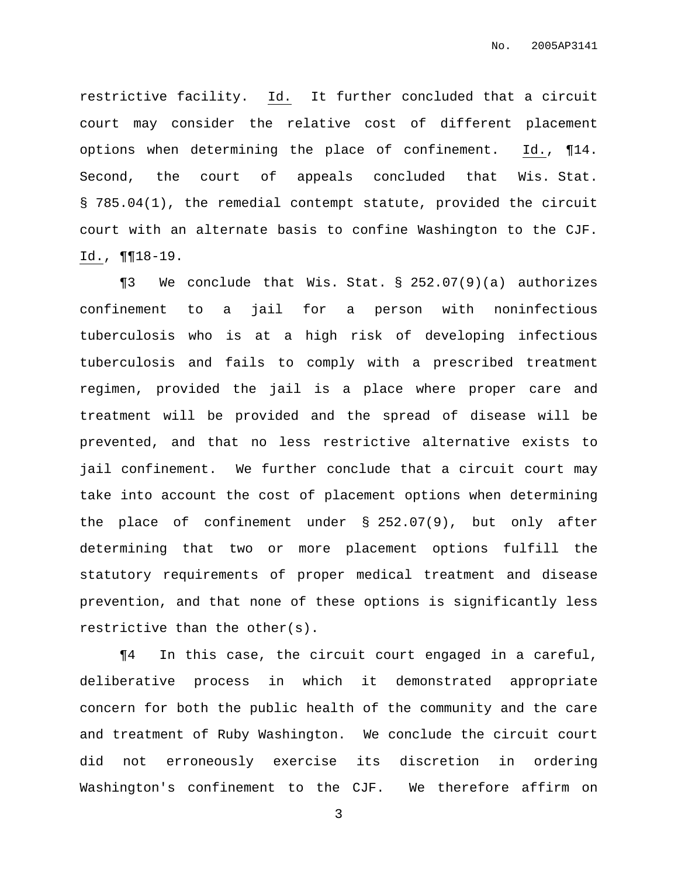restrictive facility. Id. It further concluded that a circuit court may consider the relative cost of different placement options when determining the place of confinement. Id., ¶14. Second, the court of appeals concluded that Wis. Stat. § 785.04(1), the remedial contempt statute, provided the circuit court with an alternate basis to confine Washington to the CJF. Id., ¶¶18-19.

¶3 We conclude that Wis. Stat. § 252.07(9)(a) authorizes confinement to a jail for a person with noninfectious tuberculosis who is at a high risk of developing infectious tuberculosis and fails to comply with a prescribed treatment regimen, provided the jail is a place where proper care and treatment will be provided and the spread of disease will be prevented, and that no less restrictive alternative exists to jail confinement. We further conclude that a circuit court may take into account the cost of placement options when determining the place of confinement under § 252.07(9), but only after determining that two or more placement options fulfill the statutory requirements of proper medical treatment and disease prevention, and that none of these options is significantly less restrictive than the other(s).

¶4 In this case, the circuit court engaged in a careful, deliberative process in which it demonstrated appropriate concern for both the public health of the community and the care and treatment of Ruby Washington. We conclude the circuit court did not erroneously exercise its discretion in ordering Washington's confinement to the CJF. We therefore affirm on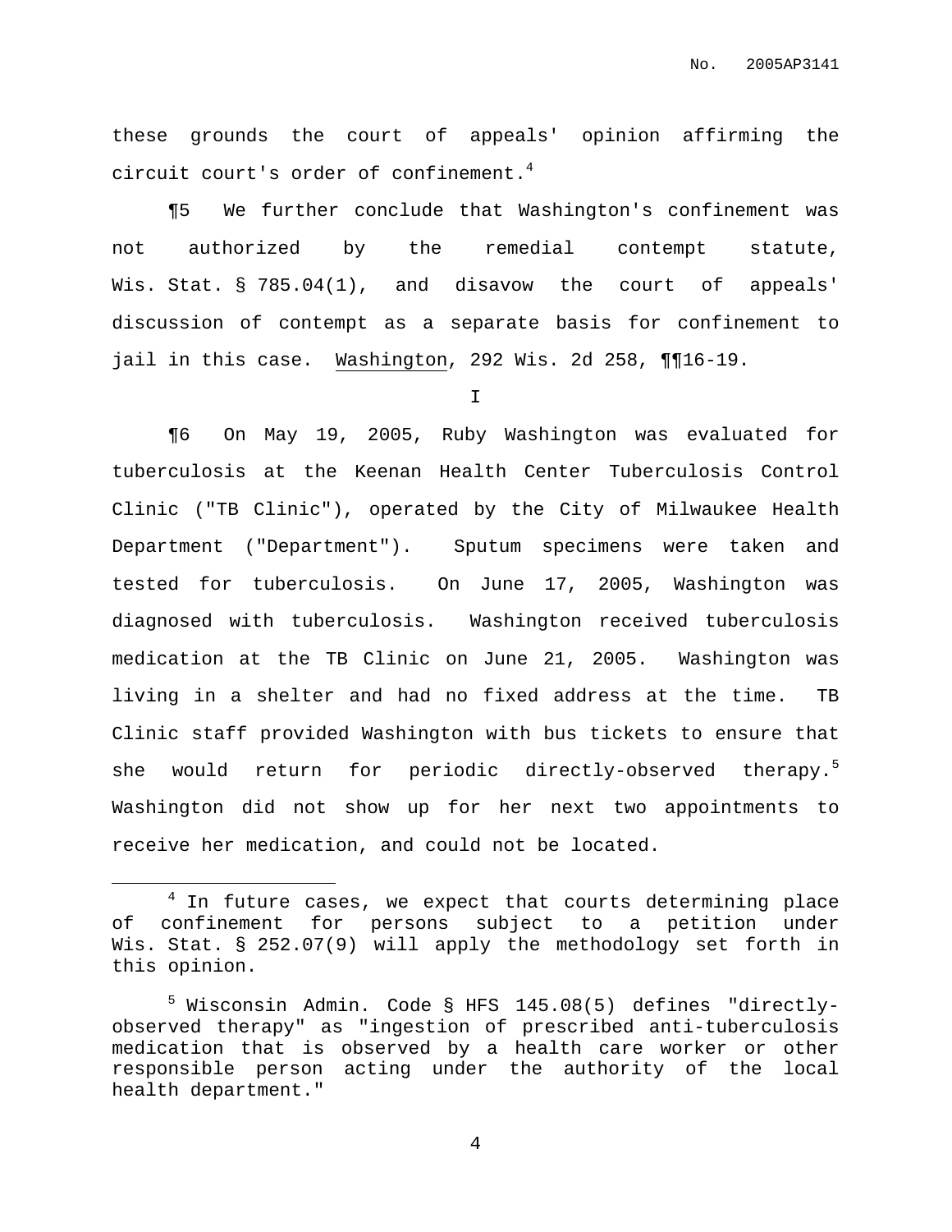these grounds the court of appeals' opinion affirming the circuit court's order of confinement.[4]

¶5 We further conclude that Washington's confinement was not authorized by the remedial contempt statute, Wis. Stat. § 785.04(1), and disavow the court of appeals' discussion of contempt as a separate basis for confinement to jail in this case. Washington, 292 Wis. 2d 258, ¶¶16-19.

I

¶6 On May 19, 2005, Ruby Washington was evaluated for tuberculosis at the Keenan Health Center Tuberculosis Control Clinic ("TB Clinic"), operated by the City of Milwaukee Health Department ("Department"). Sputum specimens were taken and tested for tuberculosis. On June 17, 2005, Washington was diagnosed with tuberculosis. Washington received tuberculosis medication at the TB Clinic on June 21, 2005. Washington was living in a shelter and had no fixed address at the time. TB Clinic staff provided Washington with bus tickets to ensure that she would return for periodic directly-observed therapy.[5] Washington did not show up for her next two appointments to receive her medication, and could not be located.

---

[4] In future cases, we expect that courts determining place of confinement for persons subject to a petition under Wis. Stat. § 252.07(9) will apply the methodology set forth in this opinion.

[5] Wisconsin Admin. Code § HFS 145.08(5) defines "directly-observed therapy" as "ingestion of prescribed anti-tuberculosis medication that is observed by a health care worker or other responsible person acting under the authority of the local health department."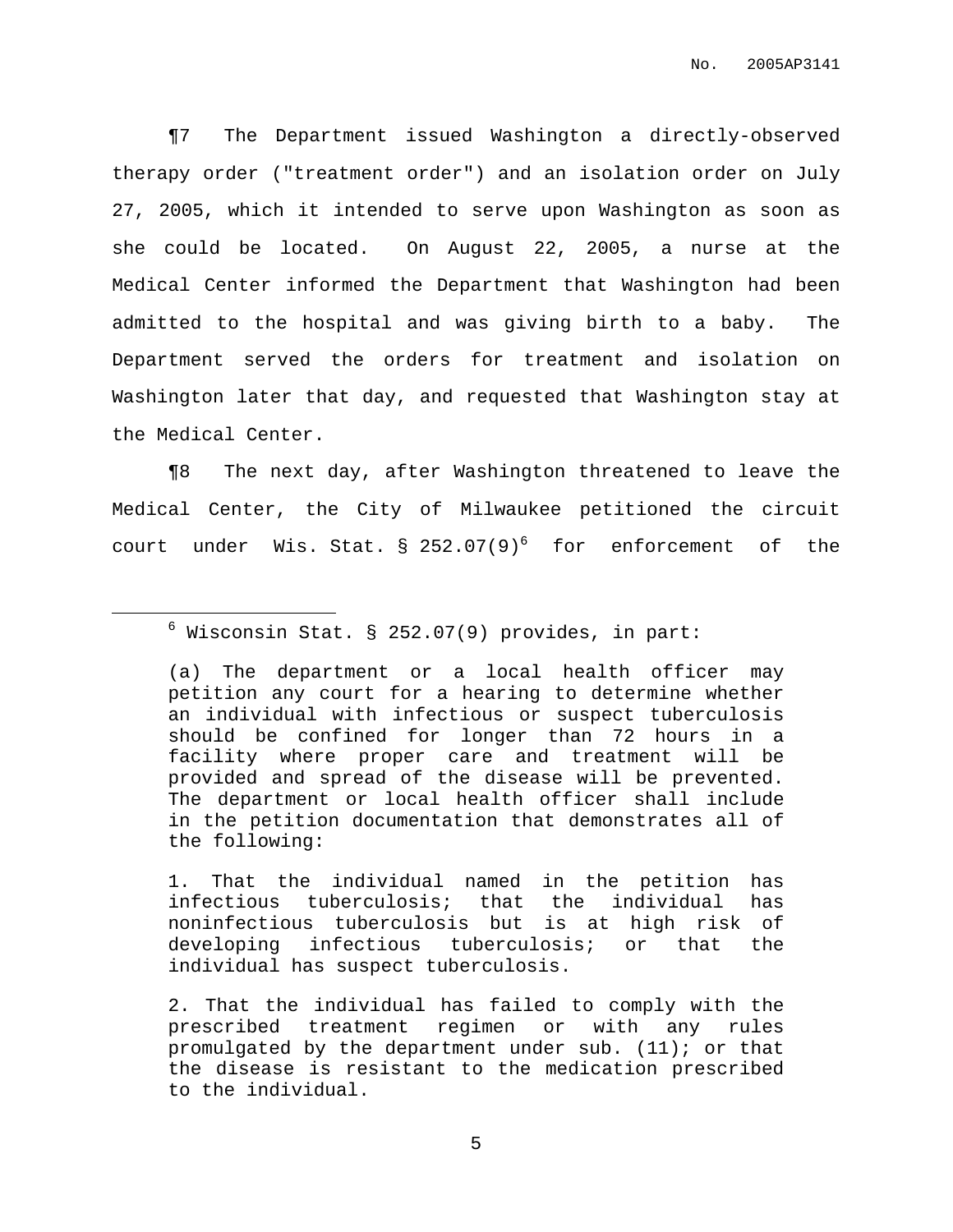¶7 The Department issued Washington a directly-observed therapy order ("treatment order") and an isolation order on July 27, 2005, which it intended to serve upon Washington as soon as she could be located. On August 22, 2005, a nurse at the Medical Center informed the Department that Washington had been admitted to the hospital and was giving birth to a baby. The Department served the orders for treatment and isolation on Washington later that day, and requested that Washington stay at the Medical Center.

¶8 The next day, after Washington threatened to leave the Medical Center, the City of Milwaukee petitioned the circuit court under Wis. Stat. § 252.07(9)[6] for enforcement of the

---

[6] Wisconsin Stat. § 252.07(9) provides, in part:

> (a) The department or a local health officer may petition any court for a hearing to determine whether an individual with infectious or suspect tuberculosis should be confined for longer than 72 hours in a facility where proper care and treatment will be provided and spread of the disease will be prevented. The department or local health officer shall include in the petition documentation that demonstrates all of the following:
>
> 1. That the individual named in the petition has infectious tuberculosis; that the individual has noninfectious tuberculosis but is at high risk of developing infectious tuberculosis; or that the individual has suspect tuberculosis.
>
> 2. That the individual has failed to comply with the prescribed treatment regimen or with any rules promulgated by the department under sub. (11); or that the disease is resistant to the medication prescribed to the individual.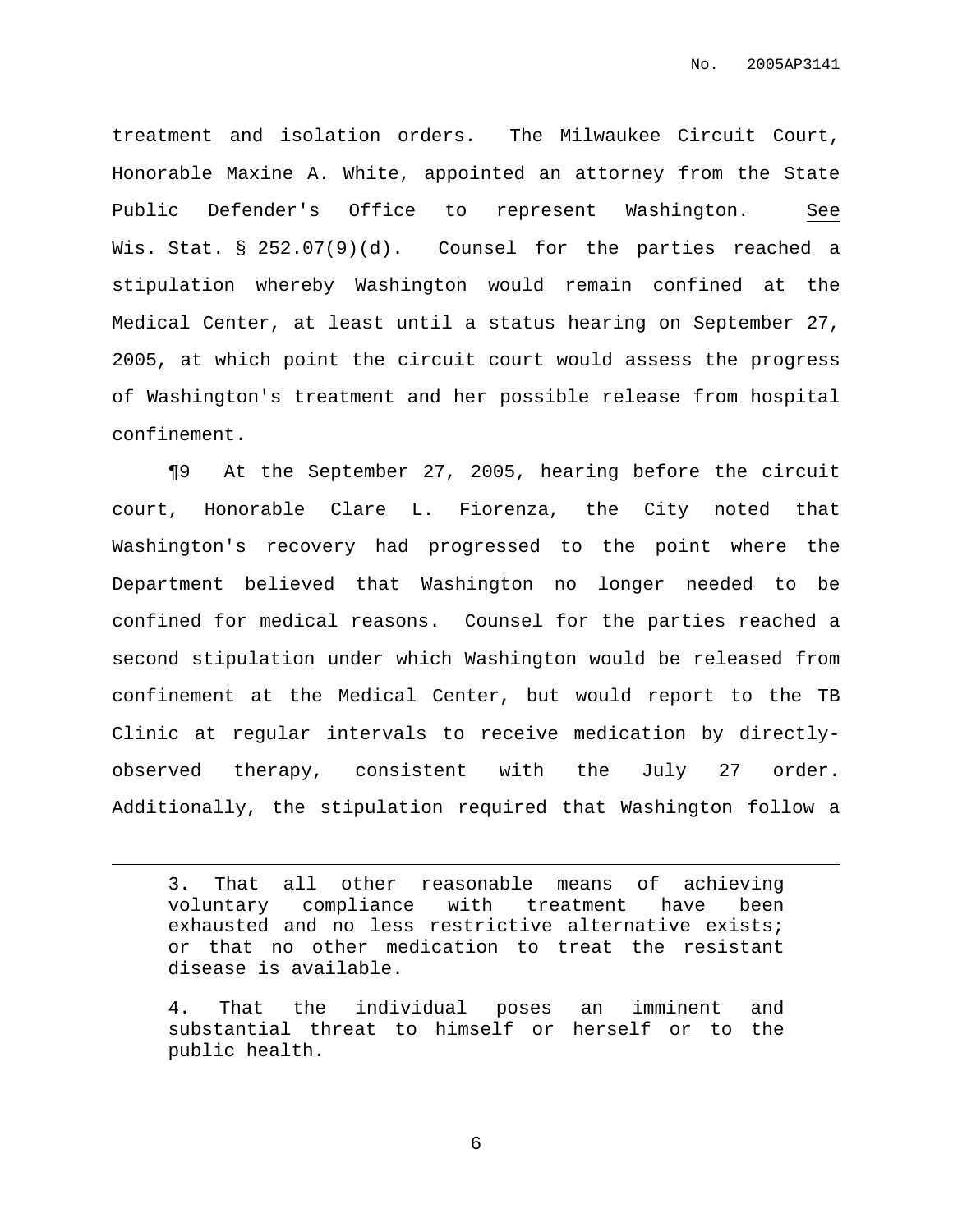treatment and isolation orders. The Milwaukee Circuit Court, Honorable Maxine A. White, appointed an attorney from the State Public Defender's Office to represent Washington. See Wis. Stat. § 252.07(9)(d). Counsel for the parties reached a stipulation whereby Washington would remain confined at the Medical Center, at least until a status hearing on September 27, 2005, at which point the circuit court would assess the progress of Washington's treatment and her possible release from hospital confinement.

¶9 At the September 27, 2005, hearing before the circuit court, Honorable Clare L. Fiorenza, the City noted that Washington's recovery had progressed to the point where the Department believed that Washington no longer needed to be confined for medical reasons. Counsel for the parties reached a second stipulation under which Washington would be released from confinement at the Medical Center, but would report to the TB Clinic at regular intervals to receive medication by directly-observed therapy, consistent with the July 27 order. Additionally, the stipulation required that Washington follow a

---

> 3. That all other reasonable means of achieving voluntary compliance with treatment have been exhausted and no less restrictive alternative exists; or that no other medication to treat the resistant disease is available.
>
> 4. That the individual poses an imminent and substantial threat to himself or herself or to the public health.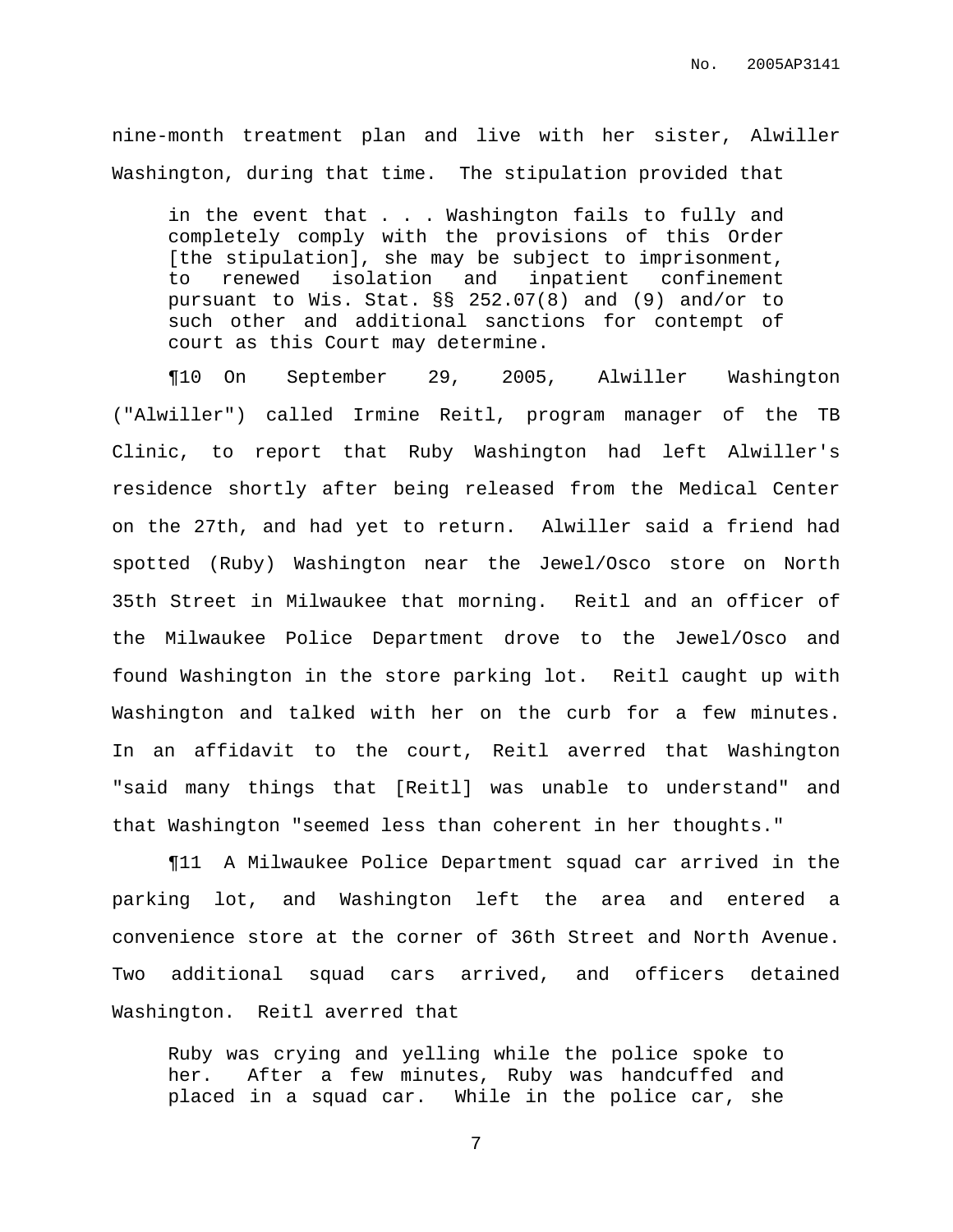nine-month treatment plan and live with her sister, Alwiller Washington, during that time. The stipulation provided that

> in the event that . . . Washington fails to fully and completely comply with the provisions of this Order [the stipulation], she may be subject to imprisonment, to renewed isolation and inpatient confinement pursuant to Wis. Stat. §§ 252.07(8) and (9) and/or to such other and additional sanctions for contempt of court as this Court may determine.

¶10 On September 29, 2005, Alwiller Washington ("Alwiller") called Irmine Reitl, program manager of the TB Clinic, to report that Ruby Washington had left Alwiller's residence shortly after being released from the Medical Center on the 27th, and had yet to return. Alwiller said a friend had spotted (Ruby) Washington near the Jewel/Osco store on North 35th Street in Milwaukee that morning. Reitl and an officer of the Milwaukee Police Department drove to the Jewel/Osco and found Washington in the store parking lot. Reitl caught up with Washington and talked with her on the curb for a few minutes. In an affidavit to the court, Reitl averred that Washington "said many things that [Reitl] was unable to understand" and that Washington "seemed less than coherent in her thoughts."

¶11 A Milwaukee Police Department squad car arrived in the parking lot, and Washington left the area and entered a convenience store at the corner of 36th Street and North Avenue. Two additional squad cars arrived, and officers detained Washington. Reitl averred that

> Ruby was crying and yelling while the police spoke to her. After a few minutes, Ruby was handcuffed and placed in a squad car. While in the police car, she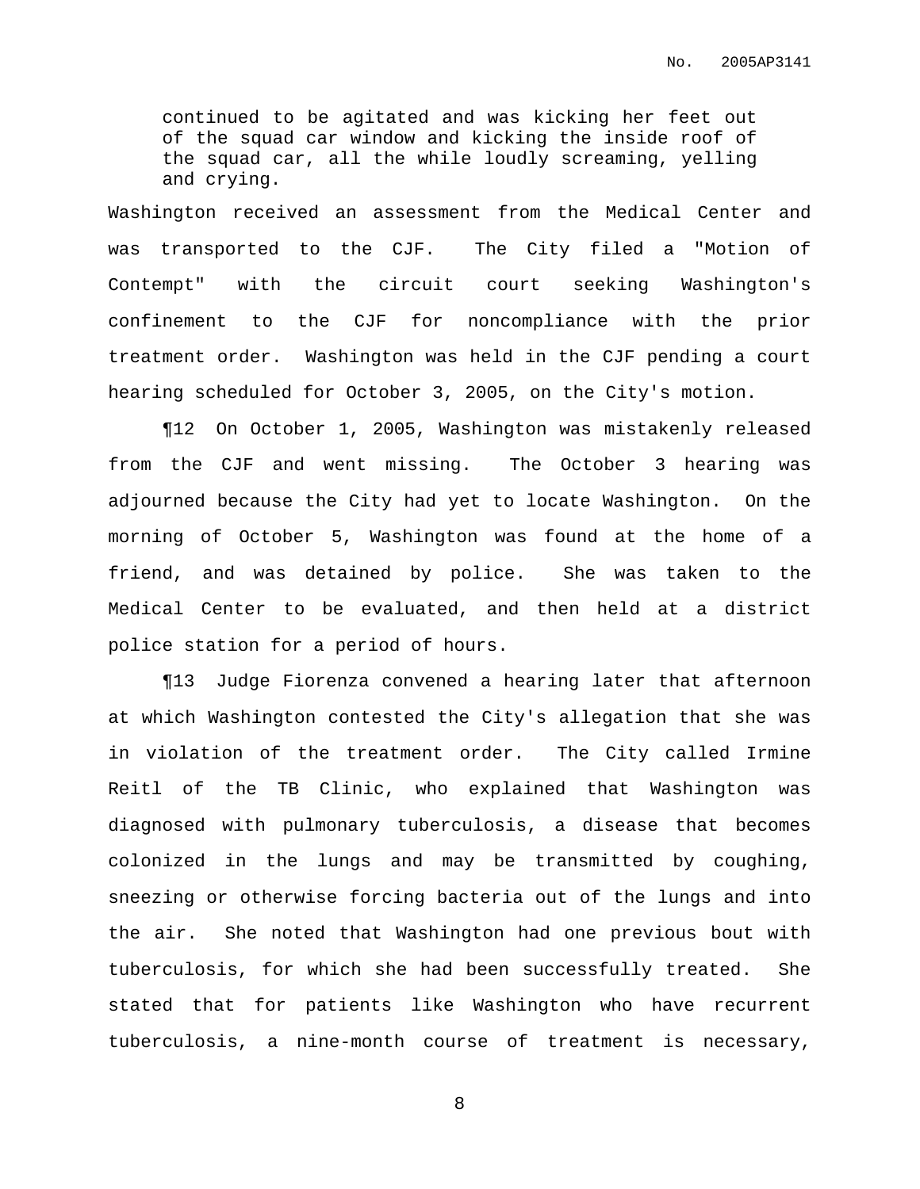> continued to be agitated and was kicking her feet out of the squad car window and kicking the inside roof of the squad car, all the while loudly screaming, yelling and crying.

Washington received an assessment from the Medical Center and was transported to the CJF. The City filed a "Motion of Contempt" with the circuit court seeking Washington's confinement to the CJF for noncompliance with the prior treatment order. Washington was held in the CJF pending a court hearing scheduled for October 3, 2005, on the City's motion.

¶12 On October 1, 2005, Washington was mistakenly released from the CJF and went missing. The October 3 hearing was adjourned because the City had yet to locate Washington. On the morning of October 5, Washington was found at the home of a friend, and was detained by police. She was taken to the Medical Center to be evaluated, and then held at a district police station for a period of hours.

¶13 Judge Fiorenza convened a hearing later that afternoon at which Washington contested the City's allegation that she was in violation of the treatment order. The City called Irmine Reitl of the TB Clinic, who explained that Washington was diagnosed with pulmonary tuberculosis, a disease that becomes colonized in the lungs and may be transmitted by coughing, sneezing or otherwise forcing bacteria out of the lungs and into the air. She noted that Washington had one previous bout with tuberculosis, for which she had been successfully treated. She stated that for patients like Washington who have recurrent tuberculosis, a nine-month course of treatment is necessary,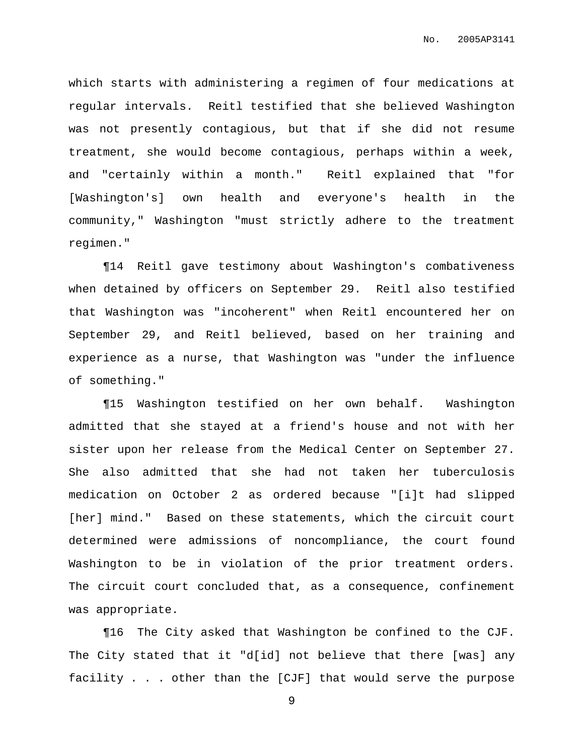which starts with administering a regimen of four medications at regular intervals. Reitl testified that she believed Washington was not presently contagious, but that if she did not resume treatment, she would become contagious, perhaps within a week, and "certainly within a month." Reitl explained that "for [Washington's] own health and everyone's health in the community," Washington "must strictly adhere to the treatment regimen."

¶14 Reitl gave testimony about Washington's combativeness when detained by officers on September 29. Reitl also testified that Washington was "incoherent" when Reitl encountered her on September 29, and Reitl believed, based on her training and experience as a nurse, that Washington was "under the influence of something."

¶15 Washington testified on her own behalf. Washington admitted that she stayed at a friend's house and not with her sister upon her release from the Medical Center on September 27. She also admitted that she had not taken her tuberculosis medication on October 2 as ordered because "[i]t had slipped [her] mind." Based on these statements, which the circuit court determined were admissions of noncompliance, the court found Washington to be in violation of the prior treatment orders. The circuit court concluded that, as a consequence, confinement was appropriate.

¶16 The City asked that Washington be confined to the CJF. The City stated that it "d[id] not believe that there [was] any facility . . . other than the [CJF] that would serve the purpose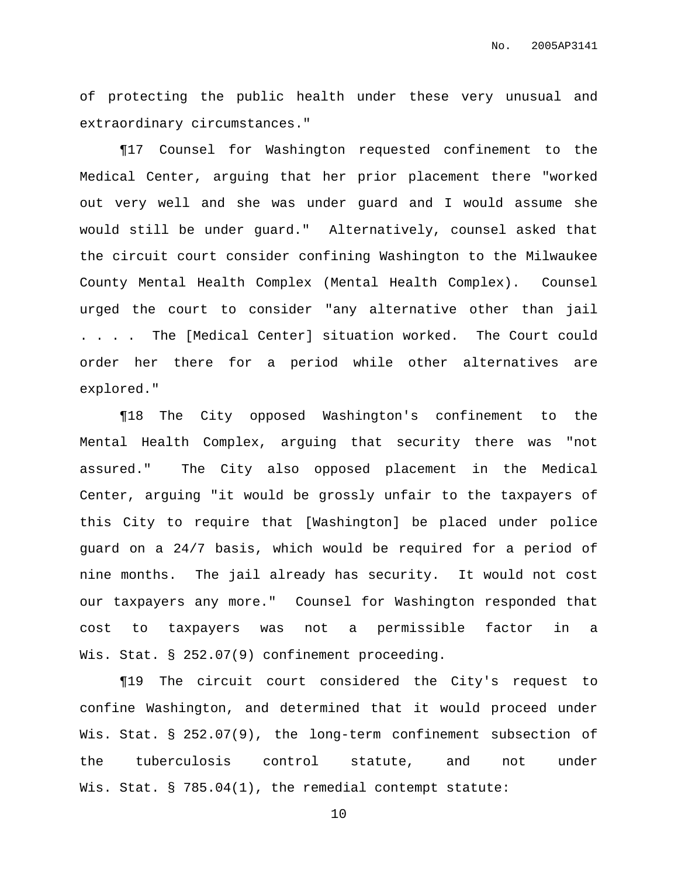of protecting the public health under these very unusual and extraordinary circumstances."

¶17 Counsel for Washington requested confinement to the Medical Center, arguing that her prior placement there "worked out very well and she was under guard and I would assume she would still be under guard." Alternatively, counsel asked that the circuit court consider confining Washington to the Milwaukee County Mental Health Complex (Mental Health Complex). Counsel urged the court to consider "any alternative other than jail . . . . The [Medical Center] situation worked. The Court could order her there for a period while other alternatives are explored."

¶18 The City opposed Washington's confinement to the Mental Health Complex, arguing that security there was "not assured." The City also opposed placement in the Medical Center, arguing "it would be grossly unfair to the taxpayers of this City to require that [Washington] be placed under police guard on a 24/7 basis, which would be required for a period of nine months. The jail already has security. It would not cost our taxpayers any more." Counsel for Washington responded that cost to taxpayers was not a permissible factor in a Wis. Stat. § 252.07(9) confinement proceeding.

¶19 The circuit court considered the City's request to confine Washington, and determined that it would proceed under Wis. Stat. § 252.07(9), the long-term confinement subsection of the tuberculosis control statute, and not under Wis. Stat. § 785.04(1), the remedial contempt statute: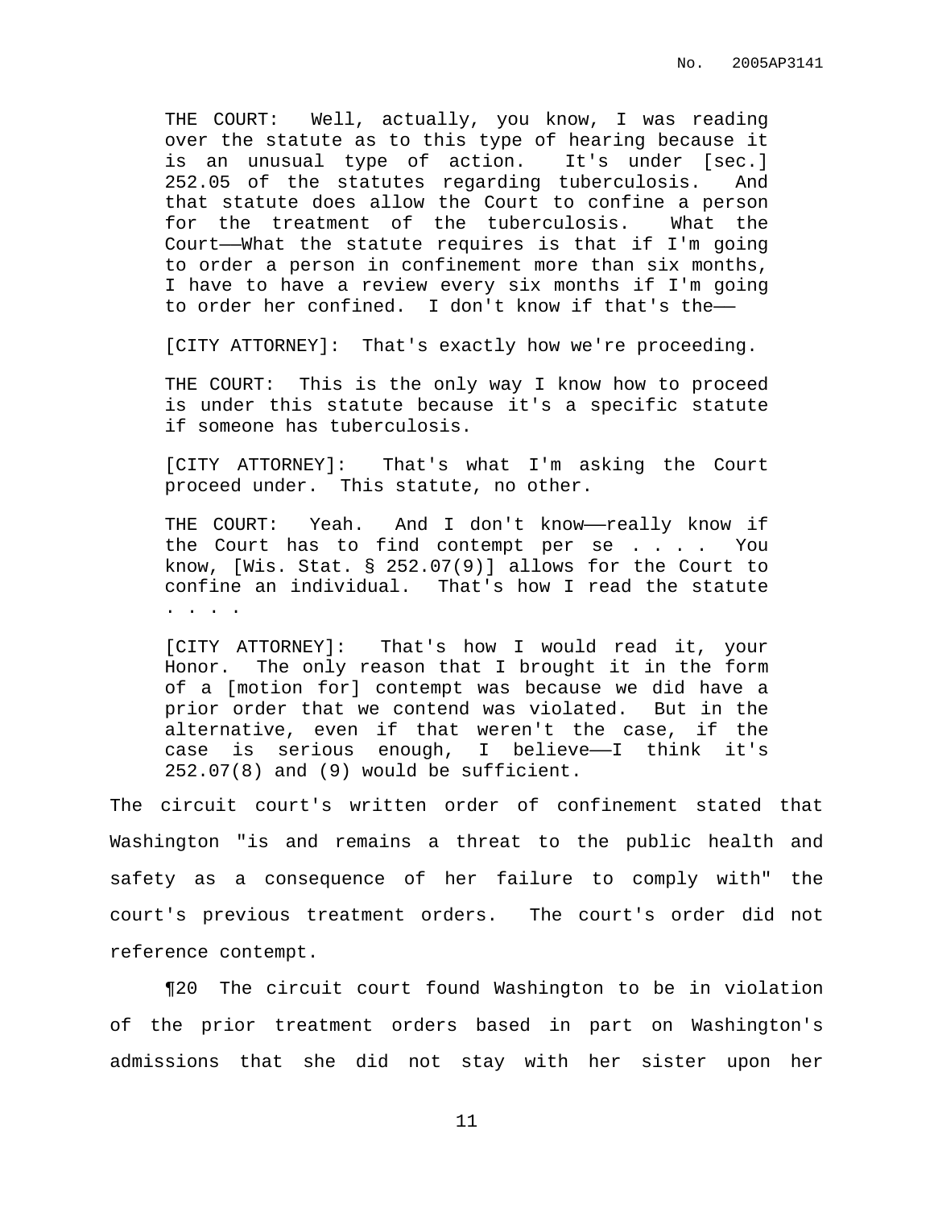> THE COURT: Well, actually, you know, I was reading over the statute as to this type of hearing because it is an unusual type of action. It's under [sec.] 252.05 of the statutes regarding tuberculosis. And that statute does allow the Court to confine a person for the treatment of the tuberculosis. What the Court——What the statute requires is that if I'm going to order a person in confinement more than six months, I have to have a review every six months if I'm going to order her confined. I don't know if that's the——
>
> [CITY ATTORNEY]: That's exactly how we're proceeding.
>
> THE COURT: This is the only way I know how to proceed is under this statute because it's a specific statute if someone has tuberculosis.
>
> [CITY ATTORNEY]: That's what I'm asking the Court proceed under. This statute, no other.
>
> THE COURT: Yeah. And I don't know——really know if the Court has to find contempt per se . . . . You know, [Wis. Stat. § 252.07(9)] allows for the Court to confine an individual. That's how I read the statute . . . .
>
> [CITY ATTORNEY]: That's how I would read it, your Honor. The only reason that I brought it in the form of a [motion for] contempt was because we did have a prior order that we contend was violated. But in the alternative, even if that weren't the case, if the case is serious enough, I believe——I think it's 252.07(8) and (9) would be sufficient.

The circuit court's written order of confinement stated that Washington "is and remains a threat to the public health and safety as a consequence of her failure to comply with" the court's previous treatment orders. The court's order did not reference contempt.

¶20 The circuit court found Washington to be in violation of the prior treatment orders based in part on Washington's admissions that she did not stay with her sister upon her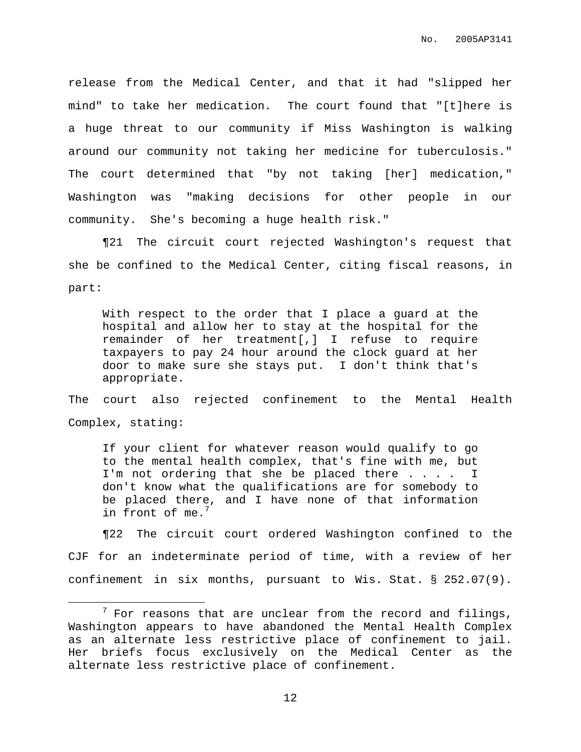release from the Medical Center, and that it had "slipped her mind" to take her medication. The court found that "[t]here is a huge threat to our community if Miss Washington is walking around our community not taking her medicine for tuberculosis." The court determined that "by not taking [her] medication," Washington was "making decisions for other people in our community. She's becoming a huge health risk."

¶21 The circuit court rejected Washington's request that she be confined to the Medical Center, citing fiscal reasons, in part:

> With respect to the order that I place a guard at the hospital and allow her to stay at the hospital for the remainder of her treatment[,] I refuse to require taxpayers to pay 24 hour around the clock guard at her door to make sure she stays put. I don't think that's appropriate.

The court also rejected confinement to the Mental Health Complex, stating:

> If your client for whatever reason would qualify to go to the mental health complex, that's fine with me, but I'm not ordering that she be placed there . . . . I don't know what the qualifications are for somebody to be placed there, and I have none of that information in front of me.[7]

¶22 The circuit court ordered Washington confined to the CJF for an indeterminate period of time, with a review of her confinement in six months, pursuant to Wis. Stat. § 252.07(9).

[7] For reasons that are unclear from the record and filings, Washington appears to have abandoned the Mental Health Complex as an alternate less restrictive place of confinement to jail. Her briefs focus exclusively on the Medical Center as the alternate less restrictive place of confinement.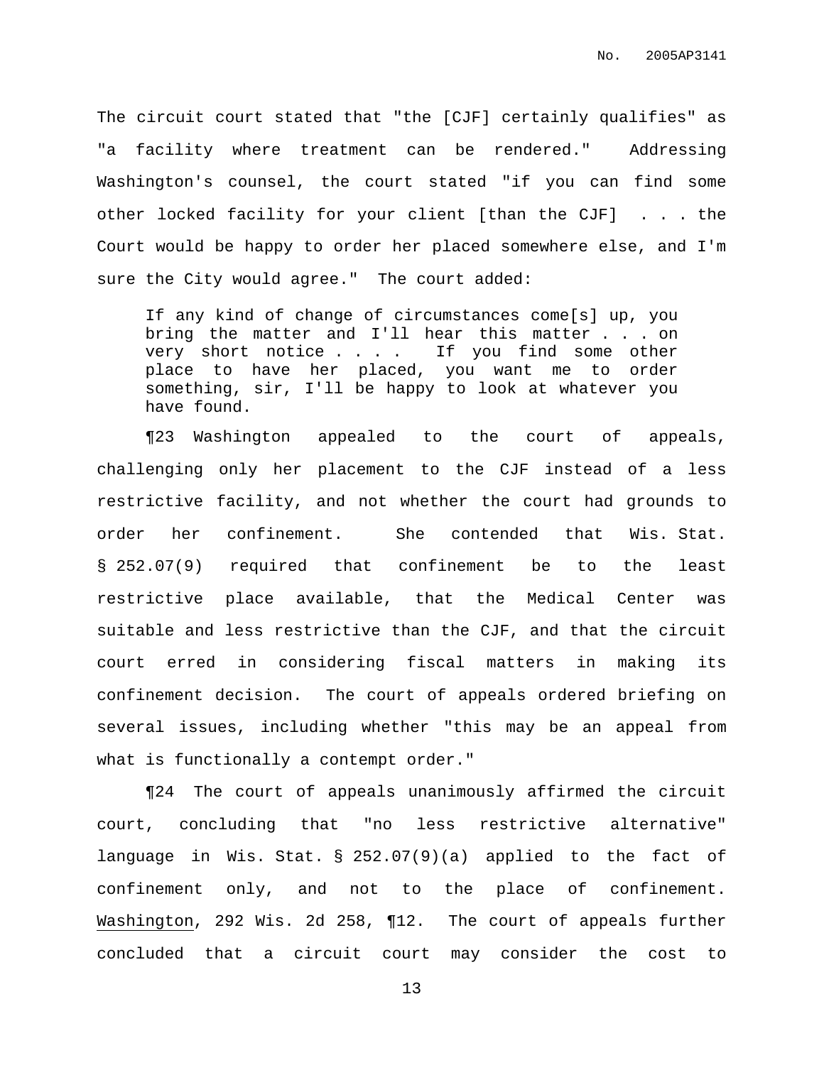The circuit court stated that "the [CJF] certainly qualifies" as "a facility where treatment can be rendered." Addressing Washington's counsel, the court stated "if you can find some other locked facility for your client [than the CJF] . . . the Court would be happy to order her placed somewhere else, and I'm sure the City would agree." The court added:

> If any kind of change of circumstances come[s] up, you bring the matter and I'll hear this matter . . . on very short notice . . . . If you find some other place to have her placed, you want me to order something, sir, I'll be happy to look at whatever you have found.

¶23 Washington appealed to the court of appeals, challenging only her placement to the CJF instead of a less restrictive facility, and not whether the court had grounds to order her confinement. She contended that Wis. Stat. § 252.07(9) required that confinement be to the least restrictive place available, that the Medical Center was suitable and less restrictive than the CJF, and that the circuit court erred in considering fiscal matters in making its confinement decision. The court of appeals ordered briefing on several issues, including whether "this may be an appeal from what is functionally a contempt order."

¶24 The court of appeals unanimously affirmed the circuit court, concluding that "no less restrictive alternative" language in Wis. Stat. § 252.07(9)(a) applied to the fact of confinement only, and not to the place of confinement. Washington, 292 Wis. 2d 258, ¶12. The court of appeals further concluded that a circuit court may consider the cost to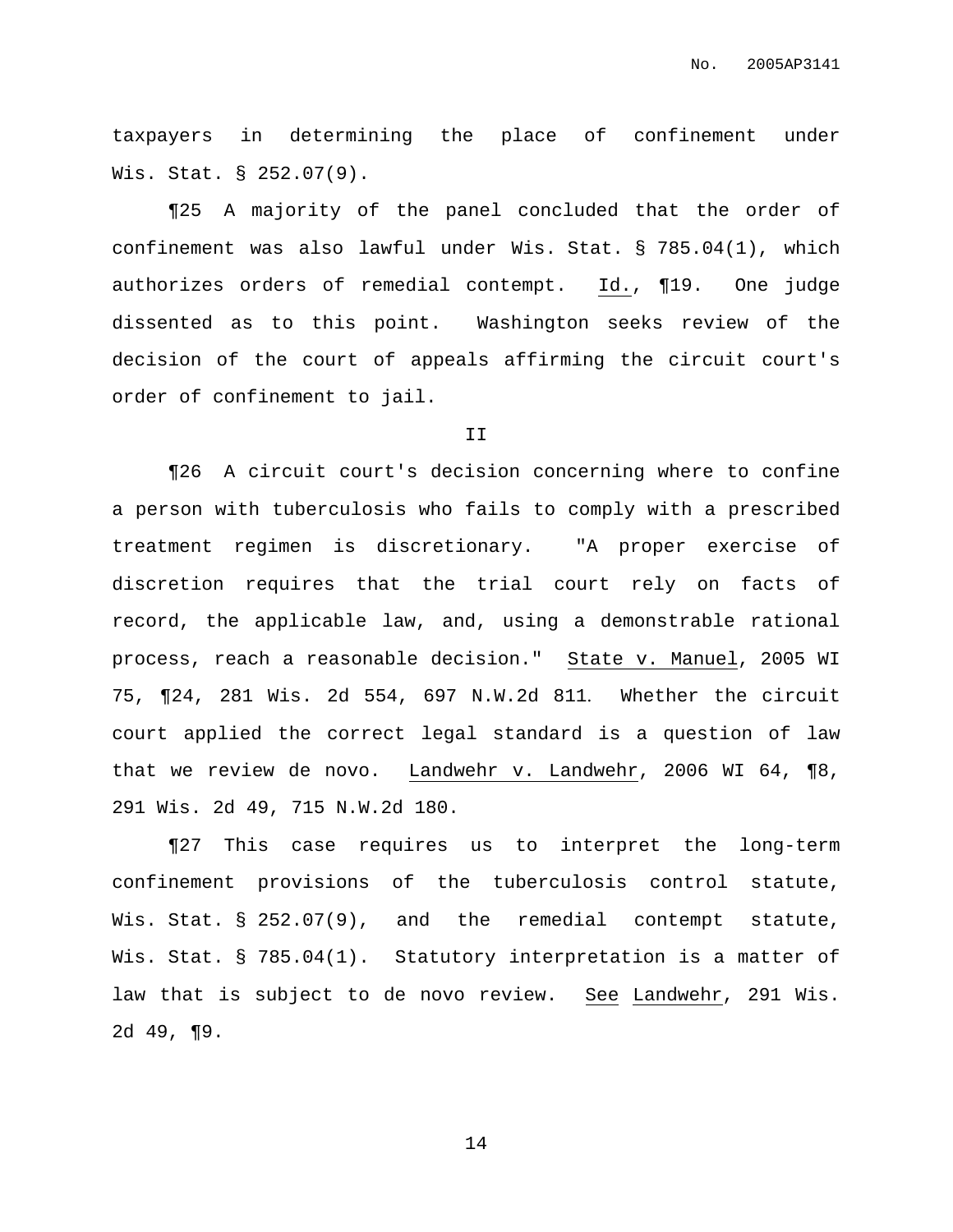taxpayers in determining the place of confinement under Wis. Stat. § 252.07(9).

¶25 A majority of the panel concluded that the order of confinement was also lawful under Wis. Stat. § 785.04(1), which authorizes orders of remedial contempt. Id., ¶19. One judge dissented as to this point. Washington seeks review of the decision of the court of appeals affirming the circuit court's order of confinement to jail.

II

¶26 A circuit court's decision concerning where to confine a person with tuberculosis who fails to comply with a prescribed treatment regimen is discretionary. "A proper exercise of discretion requires that the trial court rely on facts of record, the applicable law, and, using a demonstrable rational process, reach a reasonable decision." State v. Manuel, 2005 WI 75, ¶24, 281 Wis. 2d 554, 697 N.W.2d 811. Whether the circuit court applied the correct legal standard is a question of law that we review de novo. Landwehr v. Landwehr, 2006 WI 64, ¶8, 291 Wis. 2d 49, 715 N.W.2d 180.

¶27 This case requires us to interpret the long-term confinement provisions of the tuberculosis control statute, Wis. Stat. § 252.07(9), and the remedial contempt statute, Wis. Stat. § 785.04(1). Statutory interpretation is a matter of law that is subject to de novo review. See Landwehr, 291 Wis. 2d 49, ¶9.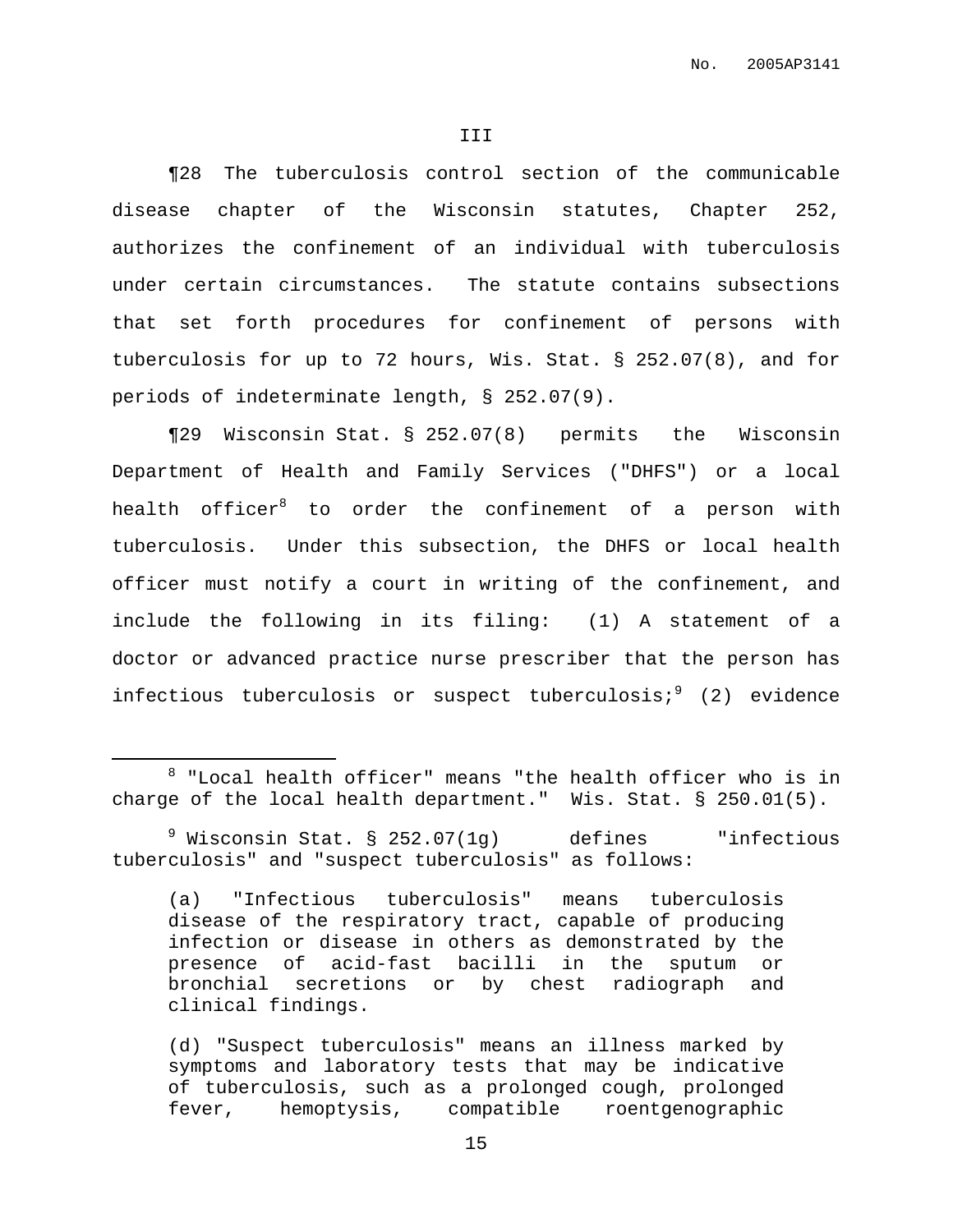## III

¶28 The tuberculosis control section of the communicable disease chapter of the Wisconsin statutes, Chapter 252, authorizes the confinement of an individual with tuberculosis under certain circumstances. The statute contains subsections that set forth procedures for confinement of persons with tuberculosis for up to 72 hours, Wis. Stat. § 252.07(8), and for periods of indeterminate length, § 252.07(9).

¶29 Wisconsin Stat. § 252.07(8) permits the Wisconsin Department of Health and Family Services ("DHFS") or a local health officer[8] to order the confinement of a person with tuberculosis. Under this subsection, the DHFS or local health officer must notify a court in writing of the confinement, and include the following in its filing: (1) A statement of a doctor or advanced practice nurse prescriber that the person has infectious tuberculosis or suspect tuberculosis;[9] (2) evidence

---

[8] "Local health officer" means "the health officer who is in charge of the local health department." Wis. Stat. § 250.01(5).

[9] Wisconsin Stat. § 252.07(1g) defines "infectious tuberculosis" and "suspect tuberculosis" as follows:

> (a) "Infectious tuberculosis" means tuberculosis disease of the respiratory tract, capable of producing infection or disease in others as demonstrated by the presence of acid-fast bacilli in the sputum or bronchial secretions or by chest radiograph and clinical findings.
>
> (d) "Suspect tuberculosis" means an illness marked by symptoms and laboratory tests that may be indicative of tuberculosis, such as a prolonged cough, prolonged fever, hemoptysis, compatible roentgenographic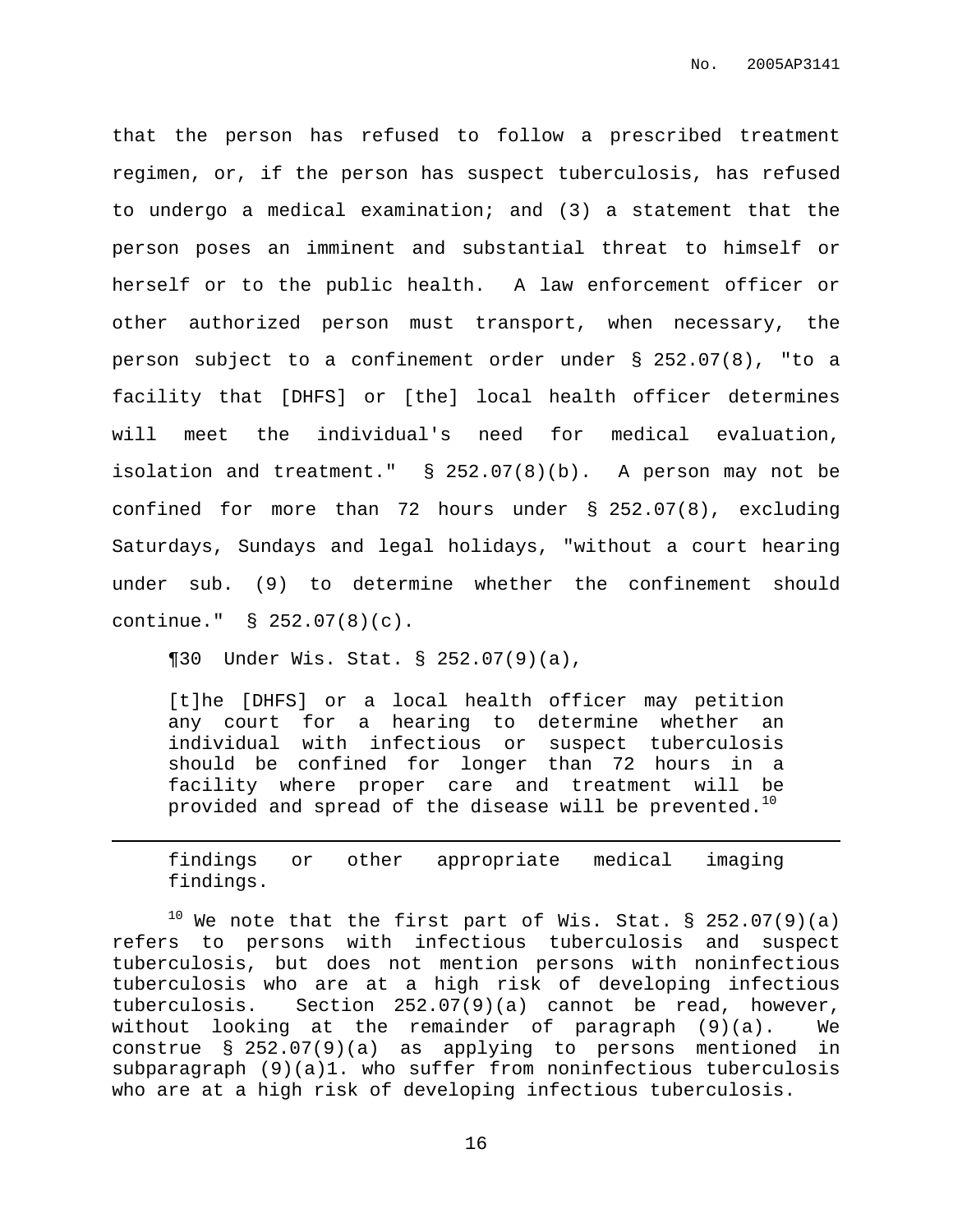that the person has refused to follow a prescribed treatment regimen, or, if the person has suspect tuberculosis, has refused to undergo a medical examination; and (3) a statement that the person poses an imminent and substantial threat to himself or herself or to the public health. A law enforcement officer or other authorized person must transport, when necessary, the person subject to a confinement order under § 252.07(8), "to a facility that [DHFS] or [the] local health officer determines will meet the individual's need for medical evaluation, isolation and treatment." § 252.07(8)(b). A person may not be confined for more than 72 hours under § 252.07(8), excluding Saturdays, Sundays and legal holidays, "without a court hearing under sub. (9) to determine whether the confinement should continue." § 252.07(8)(c).

¶30 Under Wis. Stat. § 252.07(9)(a),

> [t]he [DHFS] or a local health officer may petition any court for a hearing to determine whether an individual with infectious or suspect tuberculosis should be confined for longer than 72 hours in a facility where proper care and treatment will be provided and spread of the disease will be prevented.[10]

---

> findings or other appropriate medical imaging findings.

[10] We note that the first part of Wis. Stat. § 252.07(9)(a) refers to persons with infectious tuberculosis and suspect tuberculosis, but does not mention persons with noninfectious tuberculosis who are at a high risk of developing infectious tuberculosis. Section 252.07(9)(a) cannot be read, however, without looking at the remainder of paragraph (9)(a). We construe § 252.07(9)(a) as applying to persons mentioned in subparagraph (9)(a)1. who suffer from noninfectious tuberculosis who are at a high risk of developing infectious tuberculosis.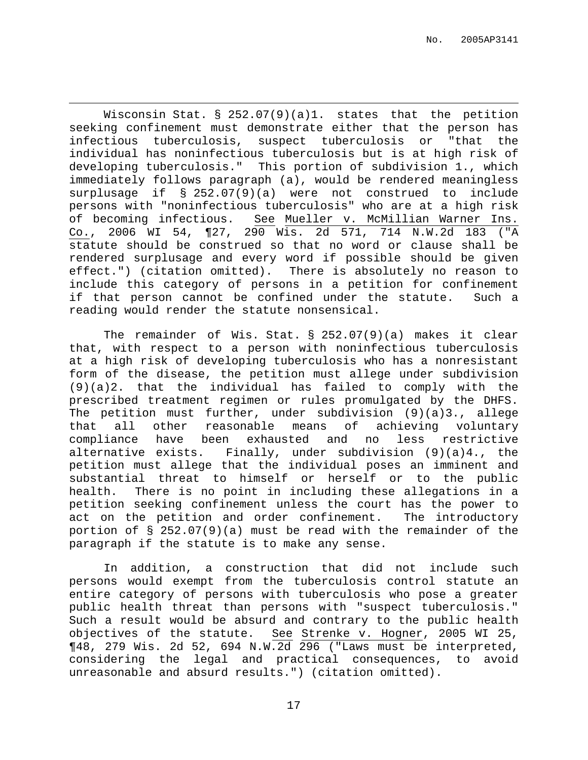Wisconsin Stat. § 252.07(9)(a)1. states that the petition seeking confinement must demonstrate either that the person has infectious tuberculosis, suspect tuberculosis or "that the individual has noninfectious tuberculosis but is at high risk of developing tuberculosis." This portion of subdivision 1., which immediately follows paragraph (a), would be rendered meaningless surplusage if § 252.07(9)(a) were not construed to include persons with "noninfectious tuberculosis" who are at a high risk of becoming infectious. See Mueller v. McMillian Warner Ins. Co., 2006 WI 54, ¶27, 290 Wis. 2d 571, 714 N.W.2d 183 ("A statute should be construed so that no word or clause shall be rendered surplusage and every word if possible should be given effect.") (citation omitted). There is absolutely no reason to include this category of persons in a petition for confinement if that person cannot be confined under the statute. Such a reading would render the statute nonsensical.

The remainder of Wis. Stat. § 252.07(9)(a) makes it clear that, with respect to a person with noninfectious tuberculosis at a high risk of developing tuberculosis who has a nonresistant form of the disease, the petition must allege under subdivision (9)(a)2. that the individual has failed to comply with the prescribed treatment regimen or rules promulgated by the DHFS. The petition must further, under subdivision (9)(a)3., allege that all other reasonable means of achieving voluntary compliance have been exhausted and no less restrictive alternative exists. Finally, under subdivision (9)(a)4., the petition must allege that the individual poses an imminent and substantial threat to himself or herself or to the public health. There is no point in including these allegations in a petition seeking confinement unless the court has the power to act on the petition and order confinement. The introductory portion of § 252.07(9)(a) must be read with the remainder of the paragraph if the statute is to make any sense.

In addition, a construction that did not include such persons would exempt from the tuberculosis control statute an entire category of persons with tuberculosis who pose a greater public health threat than persons with "suspect tuberculosis." Such a result would be absurd and contrary to the public health objectives of the statute. See Strenke v. Hogner, 2005 WI 25, ¶48, 279 Wis. 2d 52, 694 N.W.2d 296 ("Laws must be interpreted, considering the legal and practical consequences, to avoid unreasonable and absurd results.") (citation omitted).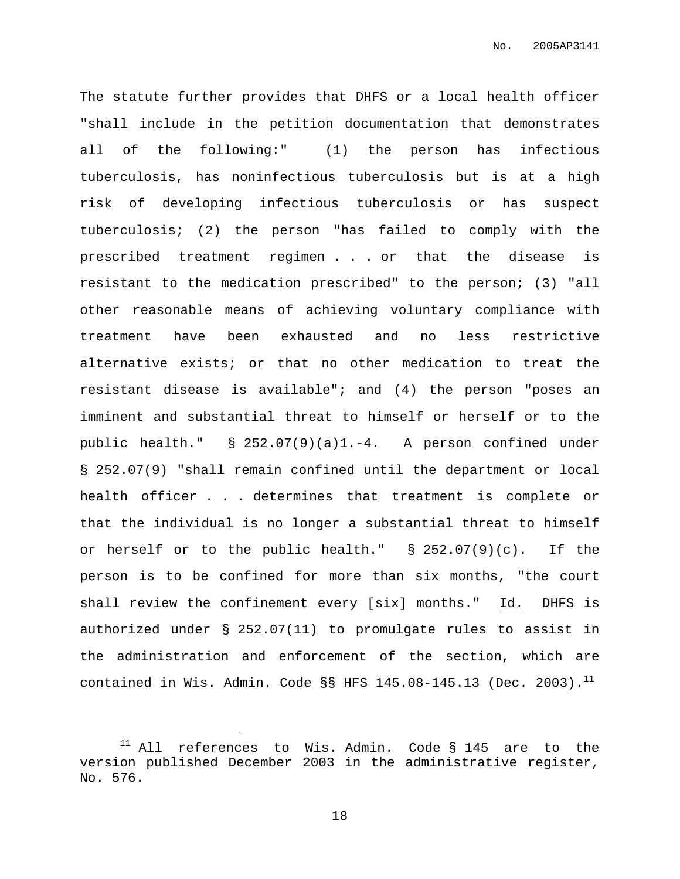The statute further provides that DHFS or a local health officer "shall include in the petition documentation that demonstrates all of the following:" (1) the person has infectious tuberculosis, has noninfectious tuberculosis but is at a high risk of developing infectious tuberculosis or has suspect tuberculosis; (2) the person "has failed to comply with the prescribed treatment regimen . . . or that the disease is resistant to the medication prescribed" to the person; (3) "all other reasonable means of achieving voluntary compliance with treatment have been exhausted and no less restrictive alternative exists; or that no other medication to treat the resistant disease is available"; and (4) the person "poses an imminent and substantial threat to himself or herself or to the public health." § 252.07(9)(a)1.-4. A person confined under § 252.07(9) "shall remain confined until the department or local health officer . . . determines that treatment is complete or that the individual is no longer a substantial threat to himself or herself or to the public health." § 252.07(9)(c). If the person is to be confined for more than six months, "the court shall review the confinement every [six] months." Id. DHFS is authorized under § 252.07(11) to promulgate rules to assist in the administration and enforcement of the section, which are contained in Wis. Admin. Code §§ HFS 145.08-145.13 (Dec. 2003).[11]

[11] All references to Wis. Admin. Code § 145 are to the version published December 2003 in the administrative register, No. 576.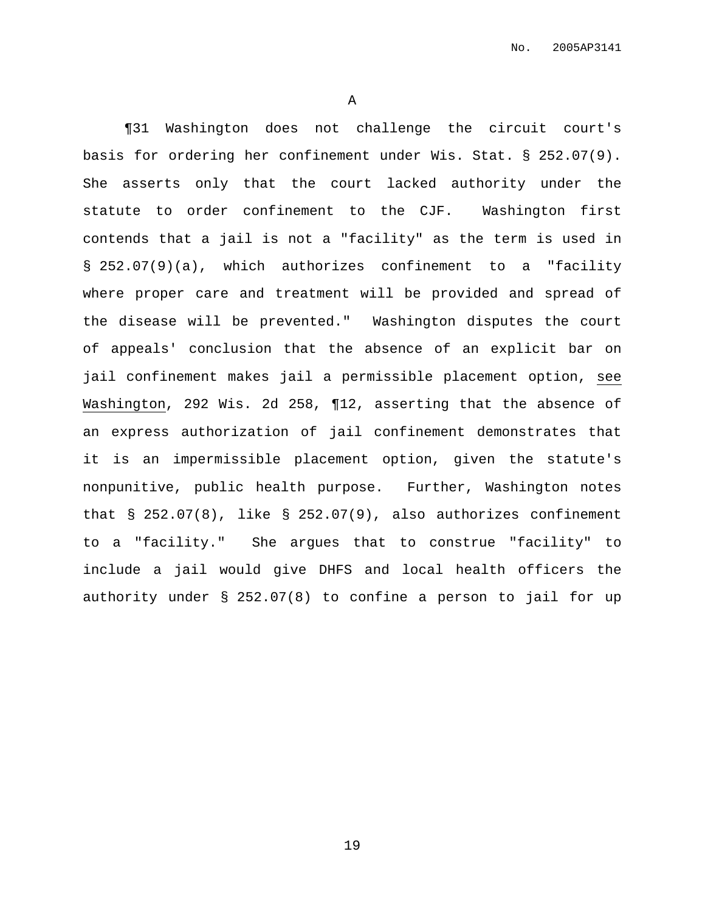A

¶31 Washington does not challenge the circuit court's basis for ordering her confinement under Wis. Stat. § 252.07(9). She asserts only that the court lacked authority under the statute to order confinement to the CJF. Washington first contends that a jail is not a "facility" as the term is used in § 252.07(9)(a), which authorizes confinement to a "facility where proper care and treatment will be provided and spread of the disease will be prevented." Washington disputes the court of appeals' conclusion that the absence of an explicit bar on jail confinement makes jail a permissible placement option, see Washington, 292 Wis. 2d 258, ¶12, asserting that the absence of an express authorization of jail confinement demonstrates that it is an impermissible placement option, given the statute's nonpunitive, public health purpose. Further, Washington notes that § 252.07(8), like § 252.07(9), also authorizes confinement to a "facility." She argues that to construe "facility" to include a jail would give DHFS and local health officers the authority under § 252.07(8) to confine a person to jail for up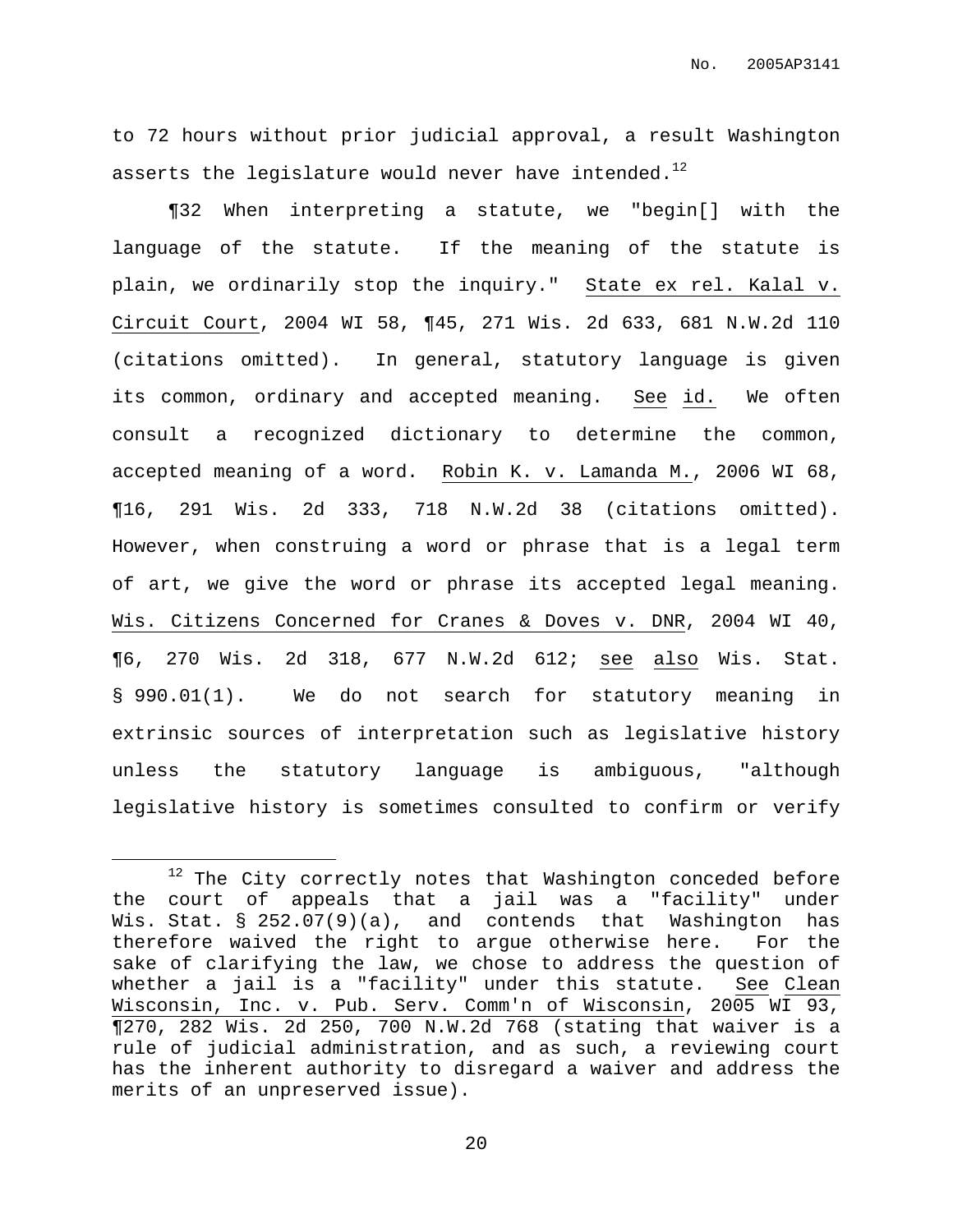to 72 hours without prior judicial approval, a result Washington asserts the legislature would never have intended.[12]

¶32 When interpreting a statute, we "begin[] with the language of the statute. If the meaning of the statute is plain, we ordinarily stop the inquiry." State ex rel. Kalal v. Circuit Court, 2004 WI 58, ¶45, 271 Wis. 2d 633, 681 N.W.2d 110 (citations omitted). In general, statutory language is given its common, ordinary and accepted meaning. See id. We often consult a recognized dictionary to determine the common, accepted meaning of a word. Robin K. v. Lamanda M., 2006 WI 68, ¶16, 291 Wis. 2d 333, 718 N.W.2d 38 (citations omitted). However, when construing a word or phrase that is a legal term of art, we give the word or phrase its accepted legal meaning. Wis. Citizens Concerned for Cranes & Doves v. DNR, 2004 WI 40, ¶6, 270 Wis. 2d 318, 677 N.W.2d 612; see also Wis. Stat. § 990.01(1). We do not search for statutory meaning in extrinsic sources of interpretation such as legislative history unless the statutory language is ambiguous, "although legislative history is sometimes consulted to confirm or verify

---

[12] The City correctly notes that Washington conceded before the court of appeals that a jail was a "facility" under Wis. Stat. § 252.07(9)(a), and contends that Washington has therefore waived the right to argue otherwise here. For the sake of clarifying the law, we chose to address the question of whether a jail is a "facility" under this statute. See Clean Wisconsin, Inc. v. Pub. Serv. Comm'n of Wisconsin, 2005 WI 93, ¶270, 282 Wis. 2d 250, 700 N.W.2d 768 (stating that waiver is a rule of judicial administration, and as such, a reviewing court has the inherent authority to disregard a waiver and address the merits of an unpreserved issue).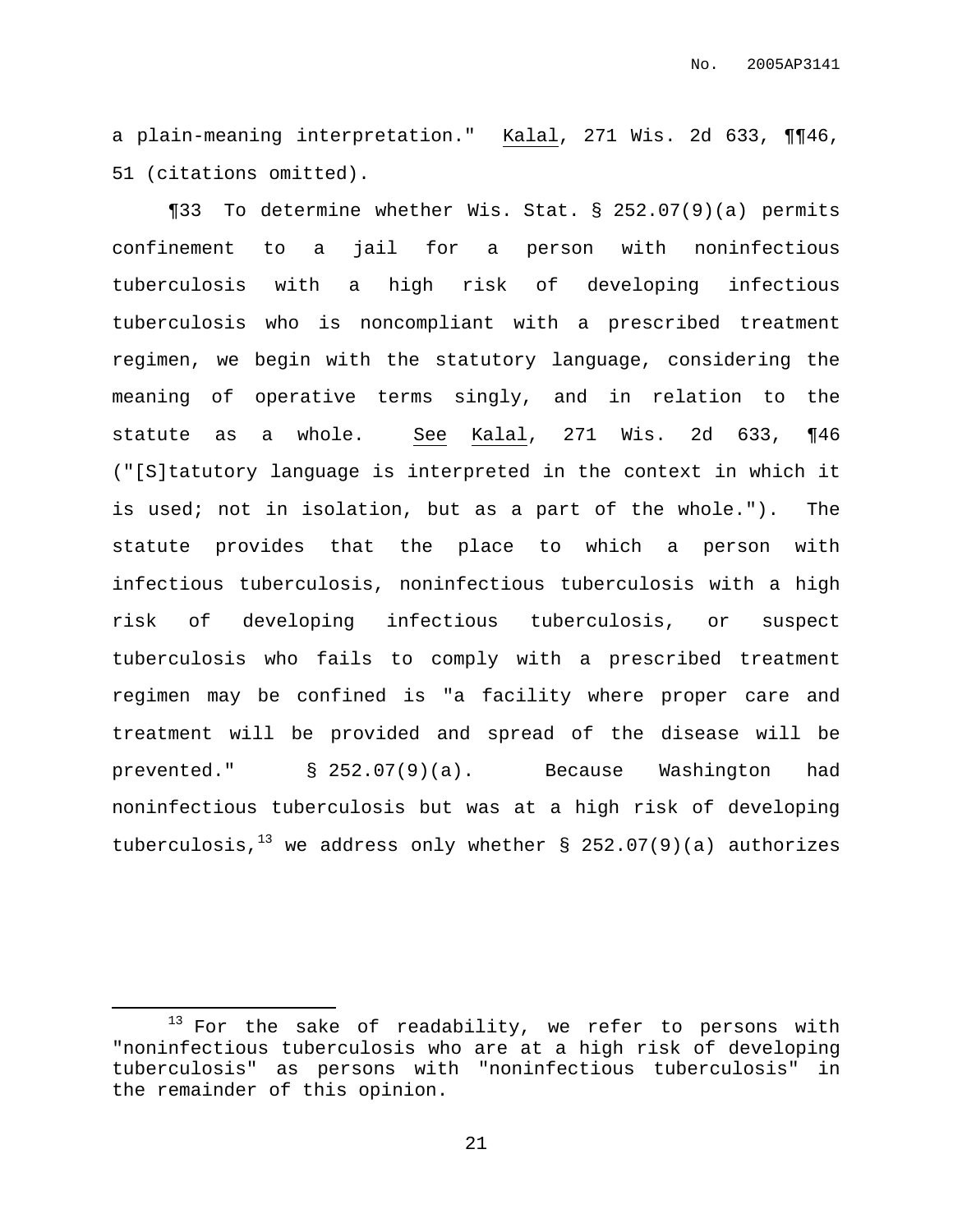a plain-meaning interpretation." Kalal, 271 Wis. 2d 633, ¶¶46, 51 (citations omitted).

¶33 To determine whether Wis. Stat. § 252.07(9)(a) permits confinement to a jail for a person with noninfectious tuberculosis with a high risk of developing infectious tuberculosis who is noncompliant with a prescribed treatment regimen, we begin with the statutory language, considering the meaning of operative terms singly, and in relation to the statute as a whole. See Kalal, 271 Wis. 2d 633, ¶46 ("[S]tatutory language is interpreted in the context in which it is used; not in isolation, but as a part of the whole."). The statute provides that the place to which a person with infectious tuberculosis, noninfectious tuberculosis with a high risk of developing infectious tuberculosis, or suspect tuberculosis who fails to comply with a prescribed treatment regimen may be confined is "a facility where proper care and treatment will be provided and spread of the disease will be prevented." § 252.07(9)(a). Because Washington had noninfectious tuberculosis but was at a high risk of developing tuberculosis,[13] we address only whether § 252.07(9)(a) authorizes

[13] For the sake of readability, we refer to persons with "noninfectious tuberculosis who are at a high risk of developing tuberculosis" as persons with "noninfectious tuberculosis" in the remainder of this opinion.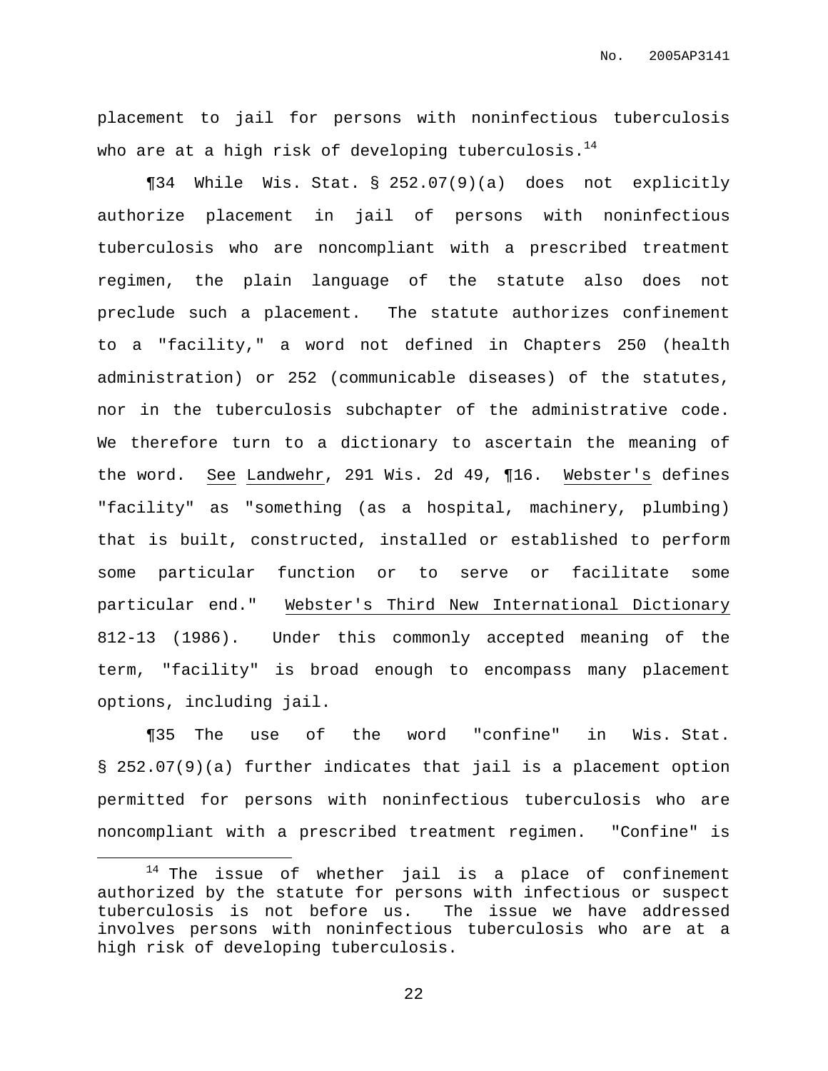placement to jail for persons with noninfectious tuberculosis who are at a high risk of developing tuberculosis.[14]

¶34 While Wis. Stat. § 252.07(9)(a) does not explicitly authorize placement in jail of persons with noninfectious tuberculosis who are noncompliant with a prescribed treatment regimen, the plain language of the statute also does not preclude such a placement. The statute authorizes confinement to a "facility," a word not defined in Chapters 250 (health administration) or 252 (communicable diseases) of the statutes, nor in the tuberculosis subchapter of the administrative code. We therefore turn to a dictionary to ascertain the meaning of the word. See Landwehr, 291 Wis. 2d 49, ¶16. Webster's defines "facility" as "something (as a hospital, machinery, plumbing) that is built, constructed, installed or established to perform some particular function or to serve or facilitate some particular end." Webster's Third New International Dictionary 812-13 (1986). Under this commonly accepted meaning of the term, "facility" is broad enough to encompass many placement options, including jail.

¶35 The use of the word "confine" in Wis. Stat. § 252.07(9)(a) further indicates that jail is a placement option permitted for persons with noninfectious tuberculosis who are noncompliant with a prescribed treatment regimen. "Confine" is

[14] The issue of whether jail is a place of confinement authorized by the statute for persons with infectious or suspect tuberculosis is not before us. The issue we have addressed involves persons with noninfectious tuberculosis who are at a high risk of developing tuberculosis.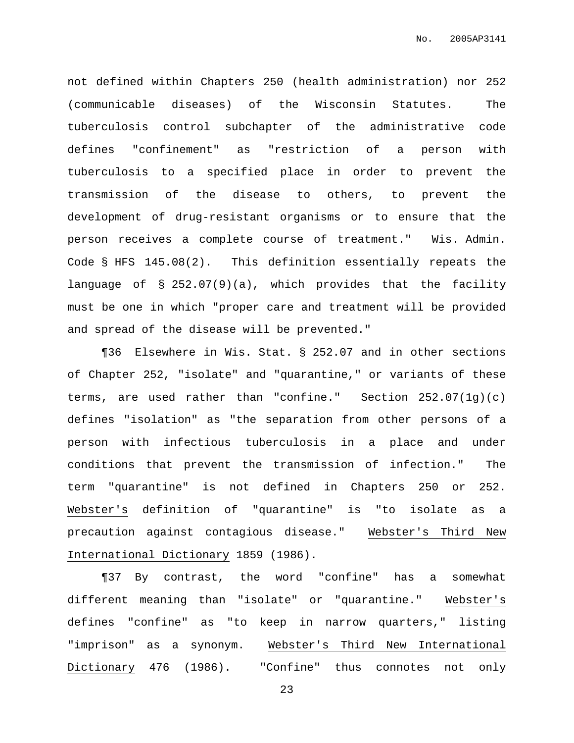not defined within Chapters 250 (health administration) nor 252 (communicable diseases) of the Wisconsin Statutes. The tuberculosis control subchapter of the administrative code defines "confinement" as "restriction of a person with tuberculosis to a specified place in order to prevent the transmission of the disease to others, to prevent the development of drug-resistant organisms or to ensure that the person receives a complete course of treatment." Wis. Admin. Code § HFS 145.08(2). This definition essentially repeats the language of § 252.07(9)(a), which provides that the facility must be one in which "proper care and treatment will be provided and spread of the disease will be prevented."

¶36 Elsewhere in Wis. Stat. § 252.07 and in other sections of Chapter 252, "isolate" and "quarantine," or variants of these terms, are used rather than "confine." Section 252.07(1g)(c) defines "isolation" as "the separation from other persons of a person with infectious tuberculosis in a place and under conditions that prevent the transmission of infection." The term "quarantine" is not defined in Chapters 250 or 252. Webster's definition of "quarantine" is "to isolate as a precaution against contagious disease." Webster's Third New International Dictionary 1859 (1986).

¶37 By contrast, the word "confine" has a somewhat different meaning than "isolate" or "quarantine." Webster's defines "confine" as "to keep in narrow quarters," listing "imprison" as a synonym. Webster's Third New International Dictionary 476 (1986). "Confine" thus connotes not only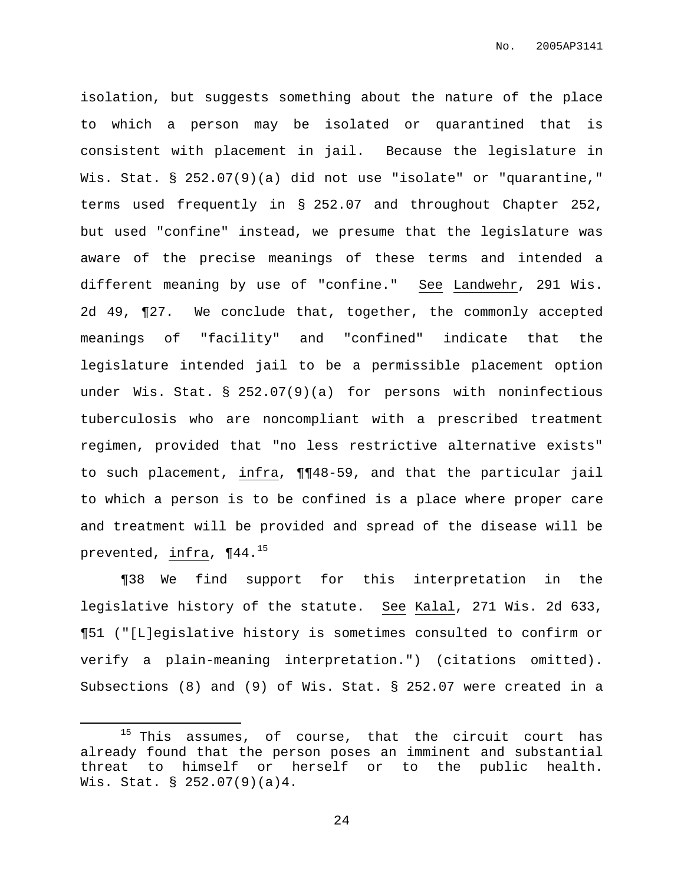isolation, but suggests something about the nature of the place to which a person may be isolated or quarantined that is consistent with placement in jail. Because the legislature in Wis. Stat. § 252.07(9)(a) did not use "isolate" or "quarantine," terms used frequently in § 252.07 and throughout Chapter 252, but used "confine" instead, we presume that the legislature was aware of the precise meanings of these terms and intended a different meaning by use of "confine." See Landwehr, 291 Wis. 2d 49, ¶27. We conclude that, together, the commonly accepted meanings of "facility" and "confined" indicate that the legislature intended jail to be a permissible placement option under Wis. Stat. § 252.07(9)(a) for persons with noninfectious tuberculosis who are noncompliant with a prescribed treatment regimen, provided that "no less restrictive alternative exists" to such placement, infra, ¶¶48-59, and that the particular jail to which a person is to be confined is a place where proper care and treatment will be provided and spread of the disease will be prevented, infra, ¶44.[15]

¶38 We find support for this interpretation in the legislative history of the statute. See Kalal, 271 Wis. 2d 633, ¶51 ("[L]egislative history is sometimes consulted to confirm or verify a plain-meaning interpretation.") (citations omitted). Subsections (8) and (9) of Wis. Stat. § 252.07 were created in a

---

[15] This assumes, of course, that the circuit court has already found that the person poses an imminent and substantial threat to himself or herself or to the public health. Wis. Stat. § 252.07(9)(a)4.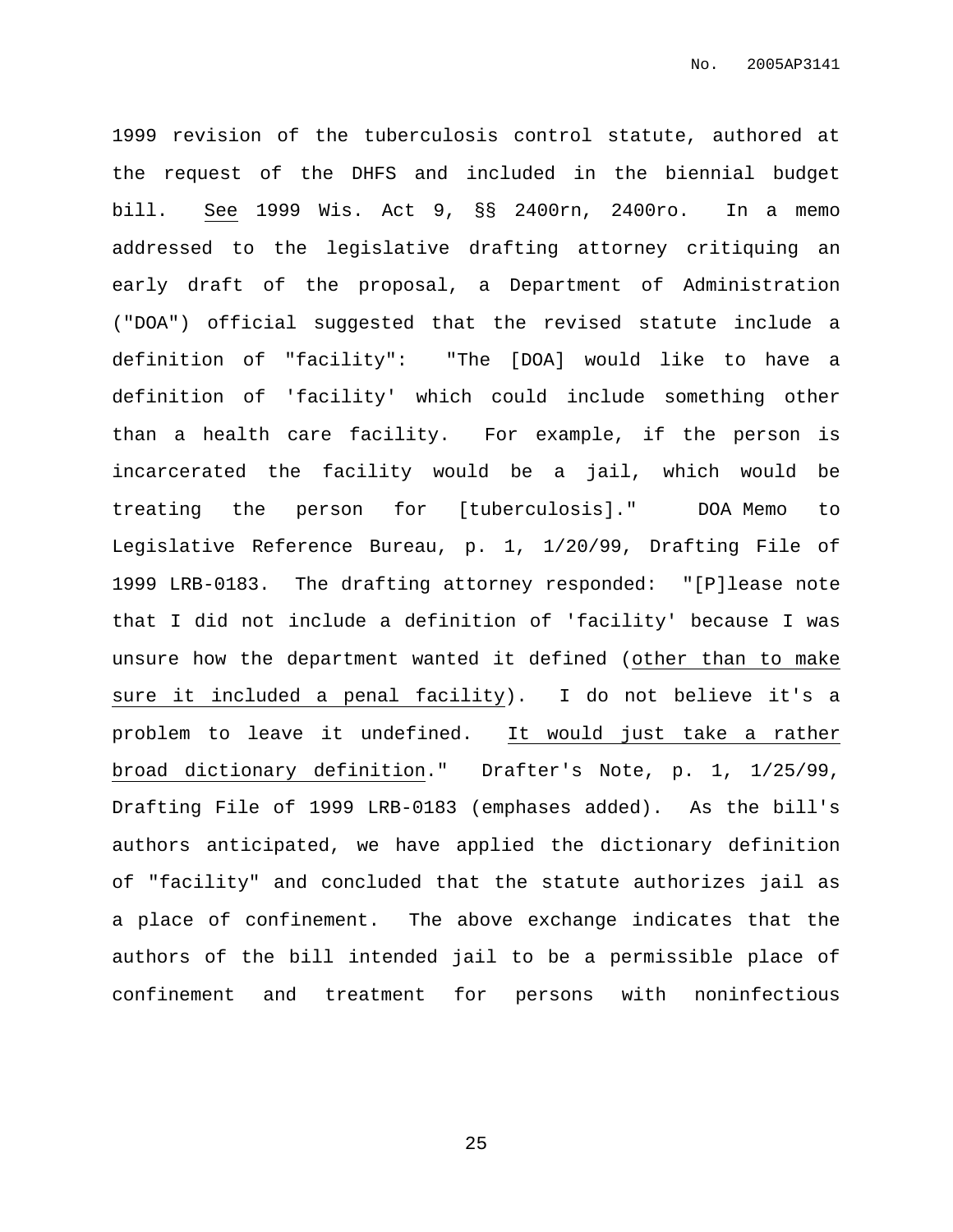1999 revision of the tuberculosis control statute, authored at the request of the DHFS and included in the biennial budget bill. _See_ 1999 Wis. Act 9, §§ 2400rn, 2400ro. In a memo addressed to the legislative drafting attorney critiquing an early draft of the proposal, a Department of Administration ("DOA") official suggested that the revised statute include a definition of "facility": "The [DOA] would like to have a definition of 'facility' which could include something other than a health care facility. For example, if the person is incarcerated the facility would be a jail, which would be treating the person for [tuberculosis]." DOA Memo to Legislative Reference Bureau, p. 1, 1/20/99, Drafting File of 1999 LRB-0183. The drafting attorney responded: "[P]lease note that I did not include a definition of 'facility' because I was unsure how the department wanted it defined (_other than to make sure it included a penal facility_). I do not believe it's a problem to leave it undefined. _It would just take a rather broad dictionary definition_." Drafter's Note, p. 1, 1/25/99, Drafting File of 1999 LRB-0183 (emphases added). As the bill's authors anticipated, we have applied the dictionary definition of "facility" and concluded that the statute authorizes jail as a place of confinement. The above exchange indicates that the authors of the bill intended jail to be a permissible place of confinement and treatment for persons with noninfectious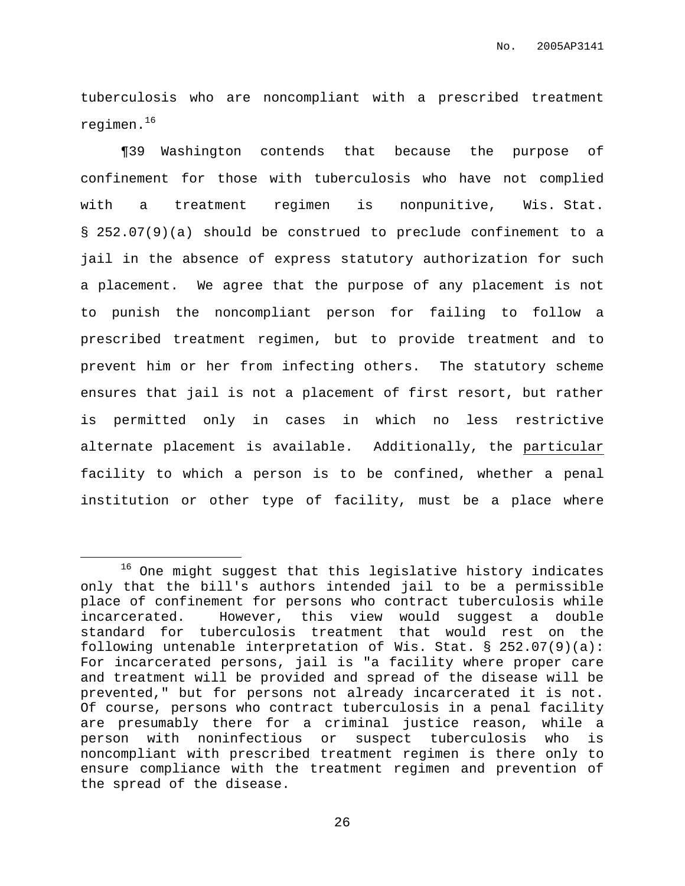tuberculosis who are noncompliant with a prescribed treatment regimen.[16]

¶39 Washington contends that because the purpose of confinement for those with tuberculosis who have not complied with a treatment regimen is nonpunitive, Wis. Stat. § 252.07(9)(a) should be construed to preclude confinement to a jail in the absence of express statutory authorization for such a placement. We agree that the purpose of any placement is not to punish the noncompliant person for failing to follow a prescribed treatment regimen, but to provide treatment and to prevent him or her from infecting others. The statutory scheme ensures that jail is not a placement of first resort, but rather is permitted only in cases in which no less restrictive alternate placement is available. Additionally, the <u>particular</u> facility to which a person is to be confined, whether a penal institution or other type of facility, must be a place where

---

[16] One might suggest that this legislative history indicates only that the bill's authors intended jail to be a permissible place of confinement for persons who contract tuberculosis while incarcerated. However, this view would suggest a double standard for tuberculosis treatment that would rest on the following untenable interpretation of Wis. Stat. § 252.07(9)(a): For incarcerated persons, jail is "a facility where proper care and treatment will be provided and spread of the disease will be prevented," but for persons not already incarcerated it is not. Of course, persons who contract tuberculosis in a penal facility are presumably there for a criminal justice reason, while a person with noninfectious or suspect tuberculosis who is noncompliant with prescribed treatment regimen is there only to ensure compliance with the treatment regimen and prevention of the spread of the disease.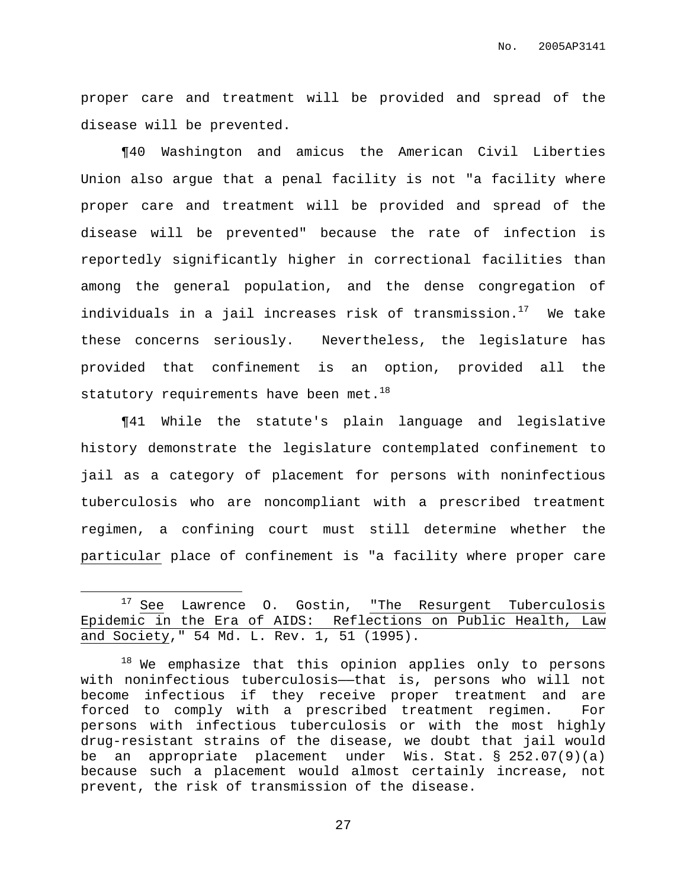proper care and treatment will be provided and spread of the disease will be prevented.

¶40 Washington and amicus the American Civil Liberties Union also argue that a penal facility is not "a facility where proper care and treatment will be provided and spread of the disease will be prevented" because the rate of infection is reportedly significantly higher in correctional facilities than among the general population, and the dense congregation of individuals in a jail increases risk of transmission.[17] We take these concerns seriously. Nevertheless, the legislature has provided that confinement is an option, provided all the statutory requirements have been met.[18]

¶41 While the statute's plain language and legislative history demonstrate the legislature contemplated confinement to jail as a category of placement for persons with noninfectious tuberculosis who are noncompliant with a prescribed treatment regimen, a confining court must still determine whether the <u>particular</u> place of confinement is "a facility where proper care

---

[17] <u>See</u> Lawrence O. Gostin, <u>"The Resurgent Tuberculosis Epidemic in the Era of AIDS: Reflections on Public Health, Law and Society</u>," 54 Md. L. Rev. 1, 51 (1995).

[18] We emphasize that this opinion applies only to persons with noninfectious tuberculosis——that is, persons who will not become infectious if they receive proper treatment and are forced to comply with a prescribed treatment regimen. For persons with infectious tuberculosis or with the most highly drug-resistant strains of the disease, we doubt that jail would be an appropriate placement under Wis. Stat. § 252.07(9)(a) because such a placement would almost certainly increase, not prevent, the risk of transmission of the disease.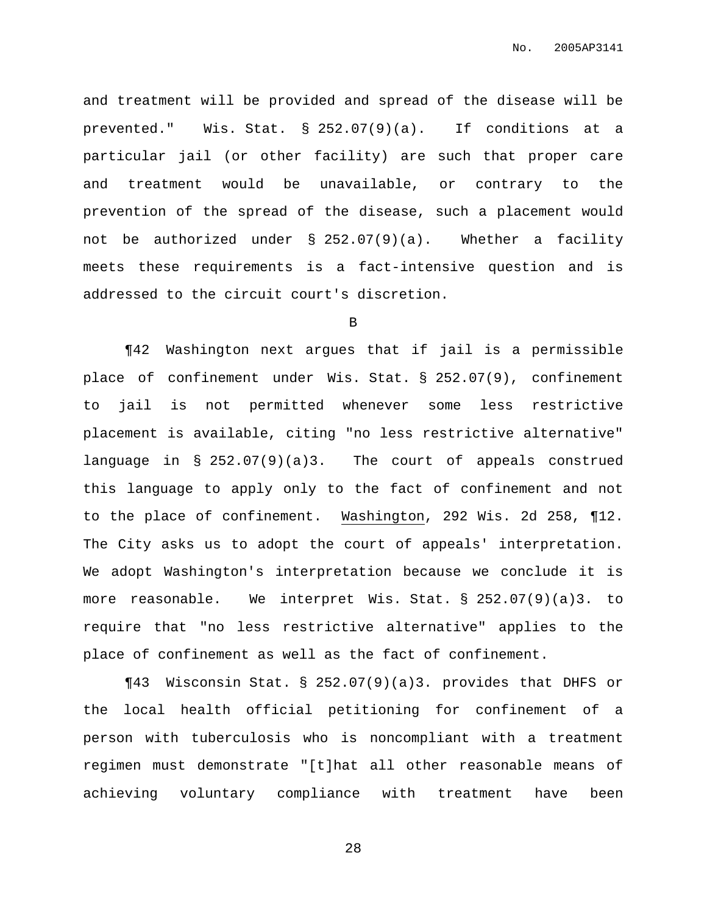and treatment will be provided and spread of the disease will be prevented." Wis. Stat. § 252.07(9)(a). If conditions at a particular jail (or other facility) are such that proper care and treatment would be unavailable, or contrary to the prevention of the spread of the disease, such a placement would not be authorized under § 252.07(9)(a). Whether a facility meets these requirements is a fact-intensive question and is addressed to the circuit court's discretion.

B

¶42 Washington next argues that if jail is a permissible place of confinement under Wis. Stat. § 252.07(9), confinement to jail is not permitted whenever some less restrictive placement is available, citing "no less restrictive alternative" language in § 252.07(9)(a)3. The court of appeals construed this language to apply only to the fact of confinement and not to the place of confinement. Washington, 292 Wis. 2d 258, ¶12. The City asks us to adopt the court of appeals' interpretation. We adopt Washington's interpretation because we conclude it is more reasonable. We interpret Wis. Stat. § 252.07(9)(a)3. to require that "no less restrictive alternative" applies to the place of confinement as well as the fact of confinement.

¶43 Wisconsin Stat. § 252.07(9)(a)3. provides that DHFS or the local health official petitioning for confinement of a person with tuberculosis who is noncompliant with a treatment regimen must demonstrate "[t]hat all other reasonable means of achieving voluntary compliance with treatment have been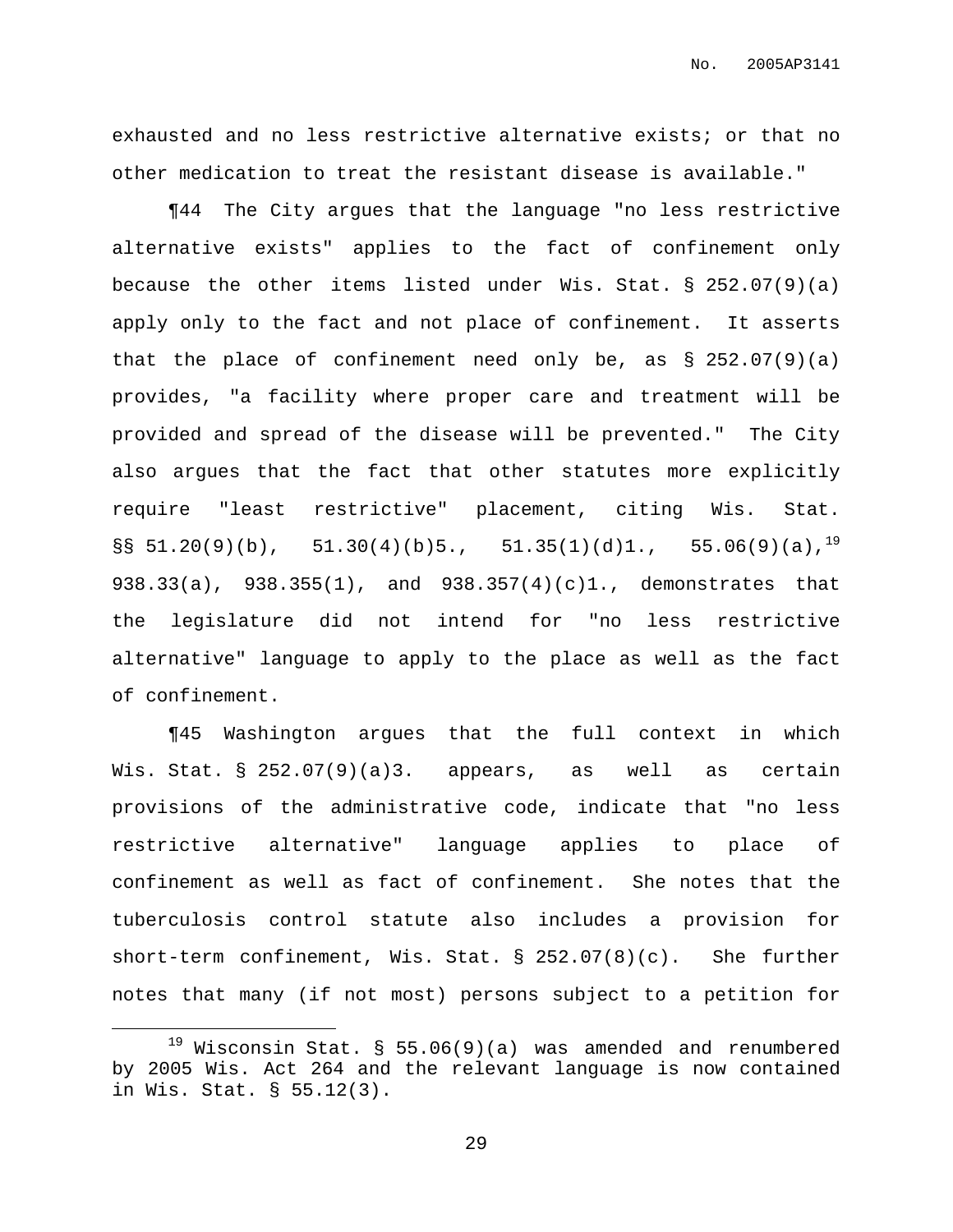exhausted and no less restrictive alternative exists; or that no other medication to treat the resistant disease is available."

¶44 The City argues that the language "no less restrictive alternative exists" applies to the fact of confinement only because the other items listed under Wis. Stat. § 252.07(9)(a) apply only to the fact and not place of confinement. It asserts that the place of confinement need only be, as § 252.07(9)(a) provides, "a facility where proper care and treatment will be provided and spread of the disease will be prevented." The City also argues that the fact that other statutes more explicitly require "least restrictive" placement, citing Wis. Stat. §§ 51.20(9)(b), 51.30(4)(b)5., 51.35(1)(d)1., 55.06(9)(a),[19] 938.33(a), 938.355(1), and 938.357(4)(c)1., demonstrates that the legislature did not intend for "no less restrictive alternative" language to apply to the place as well as the fact of confinement.

¶45 Washington argues that the full context in which Wis. Stat. § 252.07(9)(a)3. appears, as well as certain provisions of the administrative code, indicate that "no less restrictive alternative" language applies to place of confinement as well as fact of confinement. She notes that the tuberculosis control statute also includes a provision for short-term confinement, Wis. Stat. § 252.07(8)(c). She further notes that many (if not most) persons subject to a petition for

[19] Wisconsin Stat. § 55.06(9)(a) was amended and renumbered by 2005 Wis. Act 264 and the relevant language is now contained in Wis. Stat. § 55.12(3).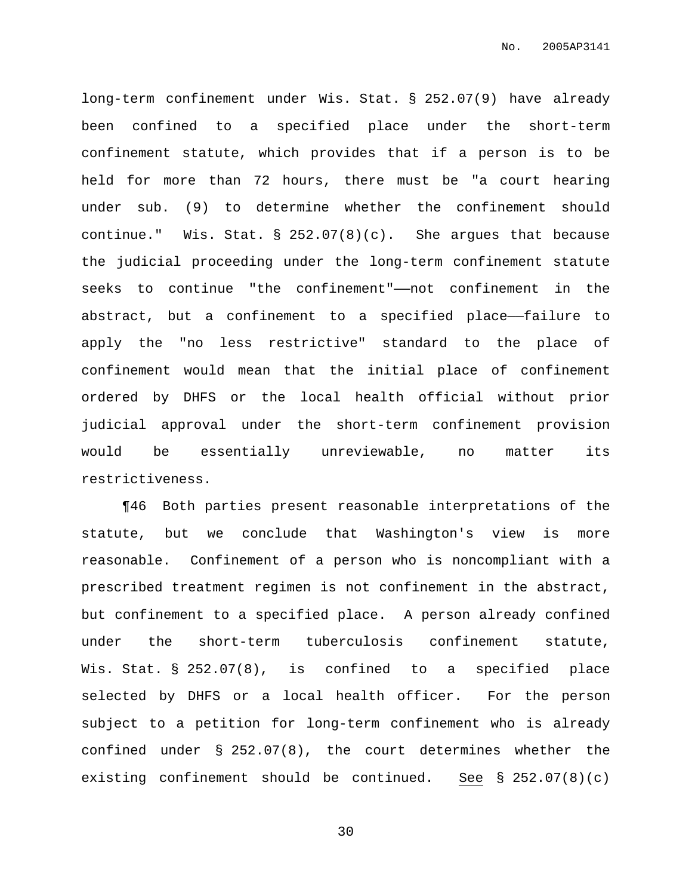long-term confinement under Wis. Stat. § 252.07(9) have already been confined to a specified place under the short-term confinement statute, which provides that if a person is to be held for more than 72 hours, there must be "a court hearing under sub. (9) to determine whether the confinement should continue." Wis. Stat. § 252.07(8)(c). She argues that because the judicial proceeding under the long-term confinement statute seeks to continue "the confinement"——not confinement in the abstract, but a confinement to a specified place——failure to apply the "no less restrictive" standard to the place of confinement would mean that the initial place of confinement ordered by DHFS or the local health official without prior judicial approval under the short-term confinement provision would be essentially unreviewable, no matter its restrictiveness.

¶46 Both parties present reasonable interpretations of the statute, but we conclude that Washington's view is more reasonable. Confinement of a person who is noncompliant with a prescribed treatment regimen is not confinement in the abstract, but confinement to a specified place. A person already confined under the short-term tuberculosis confinement statute, Wis. Stat. § 252.07(8), is confined to a specified place selected by DHFS or a local health officer. For the person subject to a petition for long-term confinement who is already confined under § 252.07(8), the court determines whether the existing confinement should be continued. <u>See</u> § 252.07(8)(c)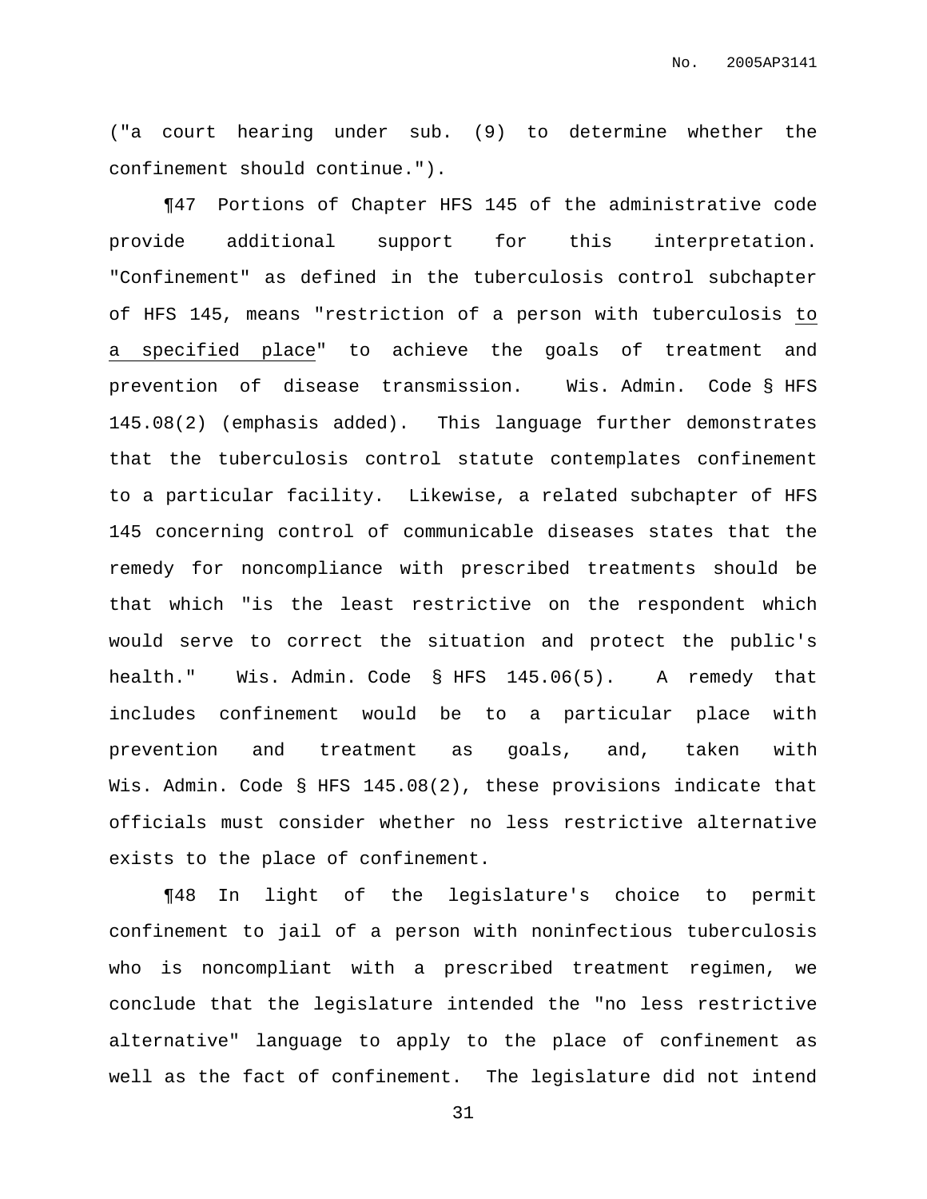("a court hearing under sub. (9) to determine whether the confinement should continue.").

¶47 Portions of Chapter HFS 145 of the administrative code provide additional support for this interpretation. "Confinement" as defined in the tuberculosis control subchapter of HFS 145, means "restriction of a person with tuberculosis <u>to a specified place</u>" to achieve the goals of treatment and prevention of disease transmission. Wis. Admin. Code § HFS 145.08(2) (emphasis added). This language further demonstrates that the tuberculosis control statute contemplates confinement to a particular facility. Likewise, a related subchapter of HFS 145 concerning control of communicable diseases states that the remedy for noncompliance with prescribed treatments should be that which "is the least restrictive on the respondent which would serve to correct the situation and protect the public's health." Wis. Admin. Code § HFS 145.06(5). A remedy that includes confinement would be to a particular place with prevention and treatment as goals, and, taken with Wis. Admin. Code § HFS 145.08(2), these provisions indicate that officials must consider whether no less restrictive alternative exists to the place of confinement.

¶48 In light of the legislature's choice to permit confinement to jail of a person with noninfectious tuberculosis who is noncompliant with a prescribed treatment regimen, we conclude that the legislature intended the "no less restrictive alternative" language to apply to the place of confinement as well as the fact of confinement. The legislature did not intend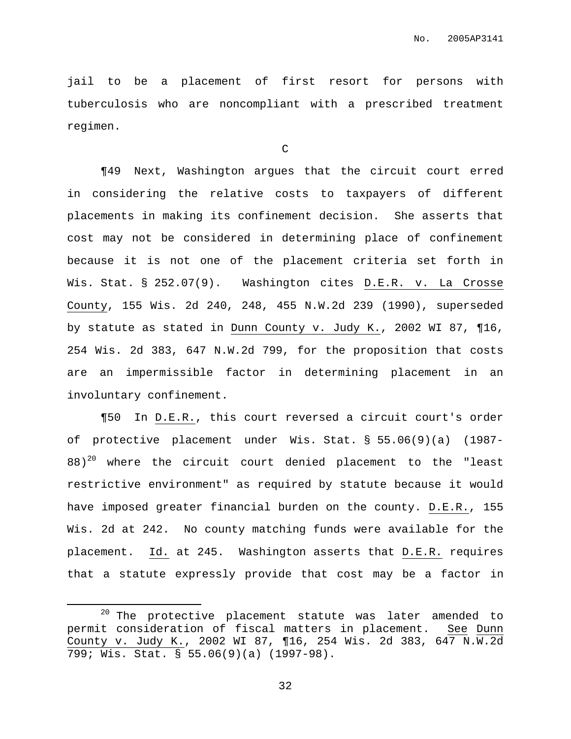jail to be a placement of first resort for persons with tuberculosis who are noncompliant with a prescribed treatment regimen.

C

¶49 Next, Washington argues that the circuit court erred in considering the relative costs to taxpayers of different placements in making its confinement decision. She asserts that cost may not be considered in determining place of confinement because it is not one of the placement criteria set forth in Wis. Stat. § 252.07(9). Washington cites D.E.R. v. La Crosse County, 155 Wis. 2d 240, 248, 455 N.W.2d 239 (1990), superseded by statute as stated in Dunn County v. Judy K., 2002 WI 87, ¶16, 254 Wis. 2d 383, 647 N.W.2d 799, for the proposition that costs are an impermissible factor in determining placement in an involuntary confinement.

¶50 In D.E.R., this court reversed a circuit court's order of protective placement under Wis. Stat. § 55.06(9)(a) (1987-88)[20] where the circuit court denied placement to the "least restrictive environment" as required by statute because it would have imposed greater financial burden on the county. D.E.R., 155 Wis. 2d at 242. No county matching funds were available for the placement. Id. at 245. Washington asserts that D.E.R. requires that a statute expressly provide that cost may be a factor in

---

[20] The protective placement statute was later amended to permit consideration of fiscal matters in placement. See Dunn County v. Judy K., 2002 WI 87, ¶16, 254 Wis. 2d 383, 647 N.W.2d 799; Wis. Stat. § 55.06(9)(a) (1997-98).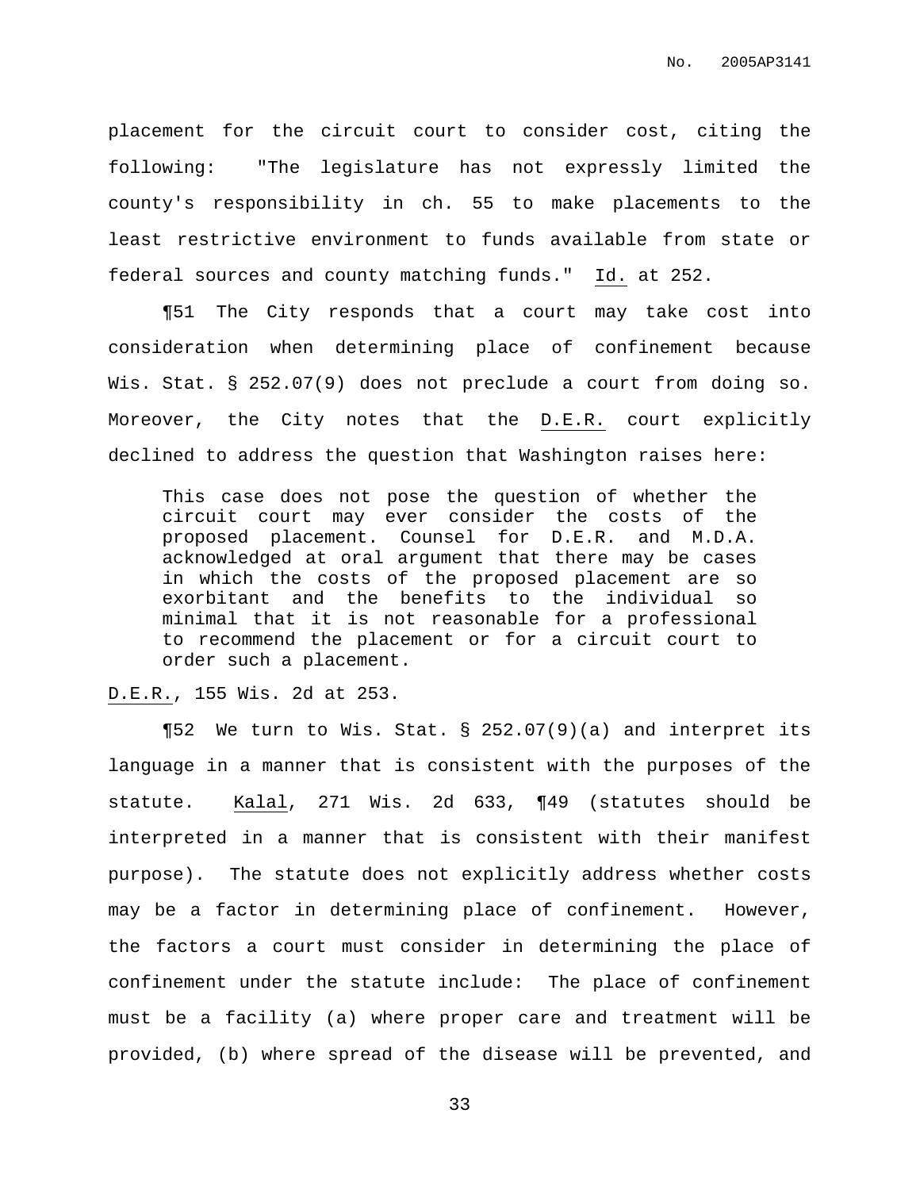placement for the circuit court to consider cost, citing the following: "The legislature has not expressly limited the county's responsibility in ch. 55 to make placements to the least restrictive environment to funds available from state or federal sources and county matching funds." Id. at 252.

¶51 The City responds that a court may take cost into consideration when determining place of confinement because Wis. Stat. § 252.07(9) does not preclude a court from doing so. Moreover, the City notes that the D.E.R. court explicitly declined to address the question that Washington raises here:

> This case does not pose the question of whether the circuit court may ever consider the costs of the proposed placement. Counsel for D.E.R. and M.D.A. acknowledged at oral argument that there may be cases in which the costs of the proposed placement are so exorbitant and the benefits to the individual so minimal that it is not reasonable for a professional to recommend the placement or for a circuit court to order such a placement.

D.E.R., 155 Wis. 2d at 253.

¶52 We turn to Wis. Stat. § 252.07(9)(a) and interpret its language in a manner that is consistent with the purposes of the statute. Kalal, 271 Wis. 2d 633, ¶49 (statutes should be interpreted in a manner that is consistent with their manifest purpose). The statute does not explicitly address whether costs may be a factor in determining place of confinement. However, the factors a court must consider in determining the place of confinement under the statute include: The place of confinement must be a facility (a) where proper care and treatment will be provided, (b) where spread of the disease will be prevented, and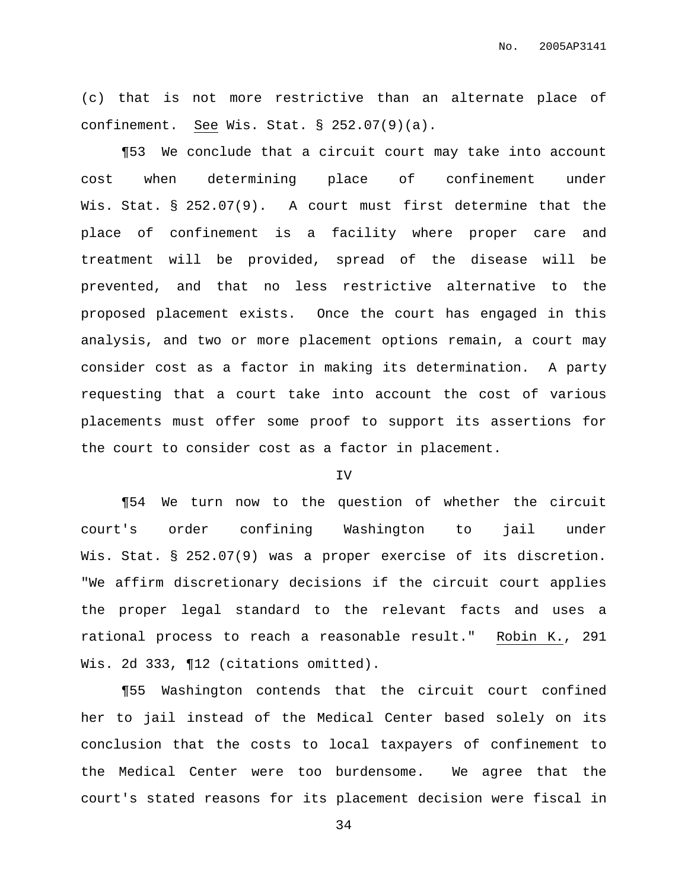(c) that is not more restrictive than an alternate place of confinement. See Wis. Stat. § 252.07(9)(a).

¶53 We conclude that a circuit court may take into account cost when determining place of confinement under Wis. Stat. § 252.07(9). A court must first determine that the place of confinement is a facility where proper care and treatment will be provided, spread of the disease will be prevented, and that no less restrictive alternative to the proposed placement exists. Once the court has engaged in this analysis, and two or more placement options remain, a court may consider cost as a factor in making its determination. A party requesting that a court take into account the cost of various placements must offer some proof to support its assertions for the court to consider cost as a factor in placement.

IV

¶54 We turn now to the question of whether the circuit court's order confining Washington to jail under Wis. Stat. § 252.07(9) was a proper exercise of its discretion. "We affirm discretionary decisions if the circuit court applies the proper legal standard to the relevant facts and uses a rational process to reach a reasonable result." Robin K., 291 Wis. 2d 333, ¶12 (citations omitted).

¶55 Washington contends that the circuit court confined her to jail instead of the Medical Center based solely on its conclusion that the costs to local taxpayers of confinement to the Medical Center were too burdensome. We agree that the court's stated reasons for its placement decision were fiscal in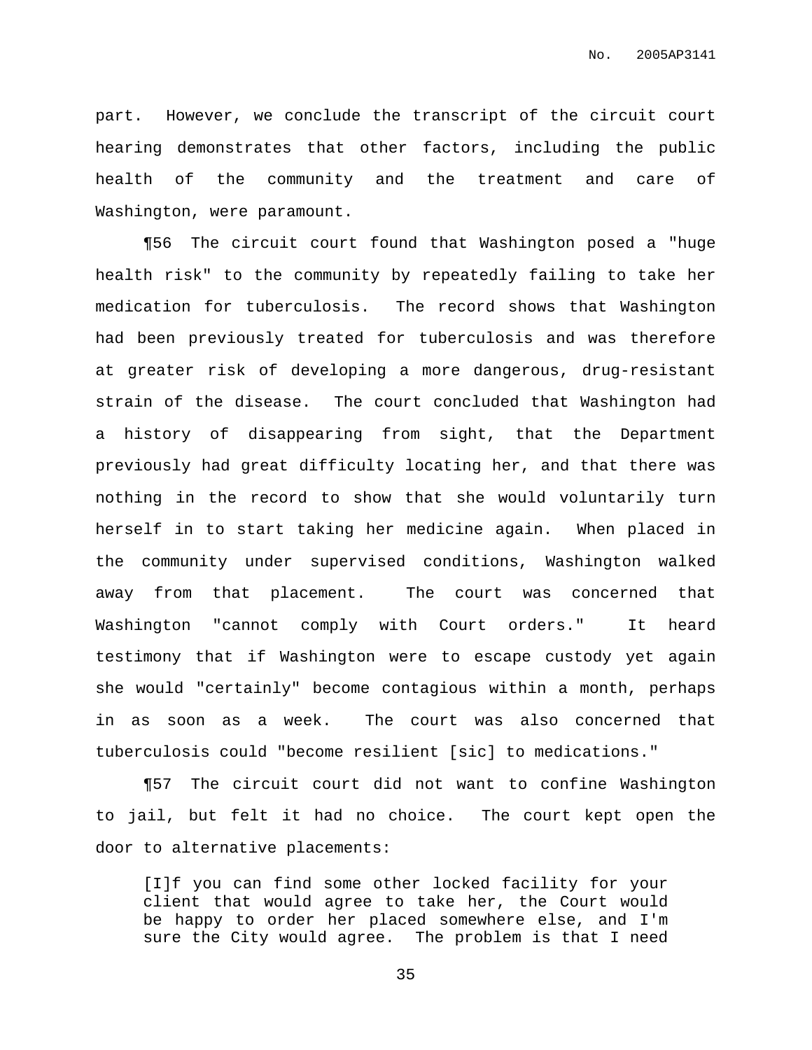part. However, we conclude the transcript of the circuit court hearing demonstrates that other factors, including the public health of the community and the treatment and care of Washington, were paramount.

¶56 The circuit court found that Washington posed a "huge health risk" to the community by repeatedly failing to take her medication for tuberculosis. The record shows that Washington had been previously treated for tuberculosis and was therefore at greater risk of developing a more dangerous, drug-resistant strain of the disease. The court concluded that Washington had a history of disappearing from sight, that the Department previously had great difficulty locating her, and that there was nothing in the record to show that she would voluntarily turn herself in to start taking her medicine again. When placed in the community under supervised conditions, Washington walked away from that placement. The court was concerned that Washington "cannot comply with Court orders." It heard testimony that if Washington were to escape custody yet again she would "certainly" become contagious within a month, perhaps in as soon as a week. The court was also concerned that tuberculosis could "become resilient [sic] to medications."

¶57 The circuit court did not want to confine Washington to jail, but felt it had no choice. The court kept open the door to alternative placements:

> [I]f you can find some other locked facility for your client that would agree to take her, the Court would be happy to order her placed somewhere else, and I'm sure the City would agree. The problem is that I need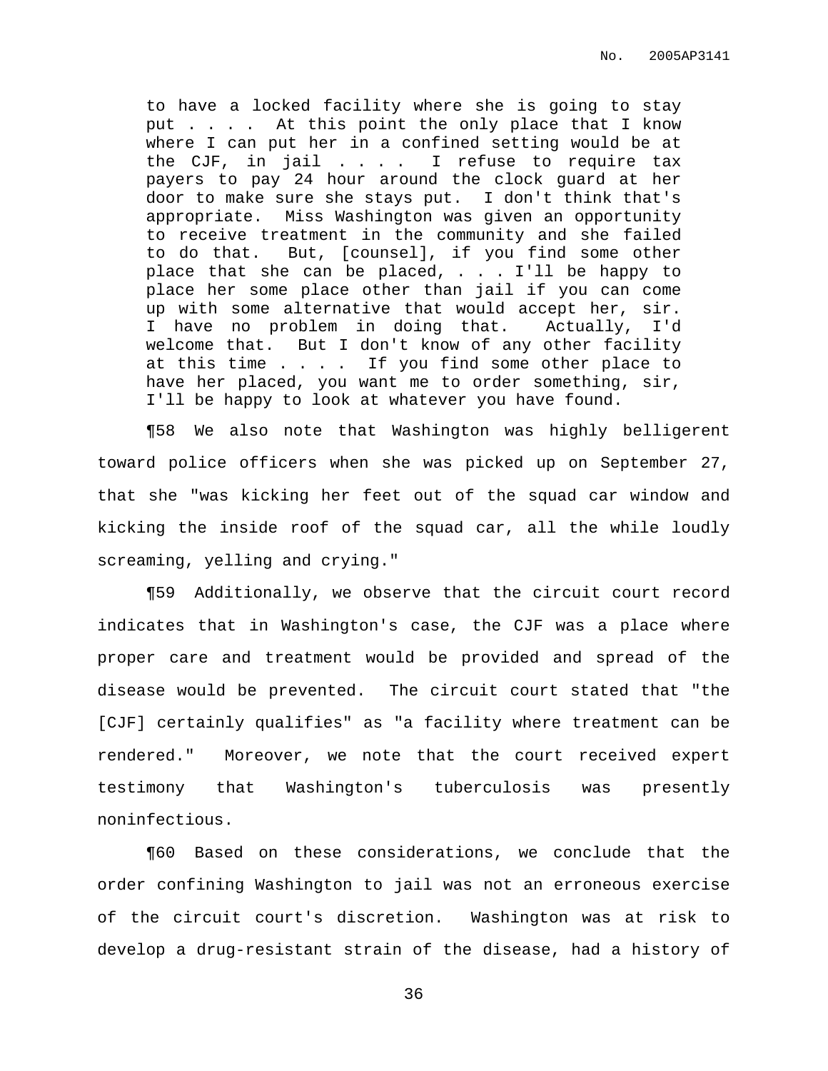> to have a locked facility where she is going to stay put . . . . At this point the only place that I know where I can put her in a confined setting would be at the CJF, in jail . . . . I refuse to require tax payers to pay 24 hour around the clock guard at her door to make sure she stays put. I don't think that's appropriate. Miss Washington was given an opportunity to receive treatment in the community and she failed to do that. But, [counsel], if you find some other place that she can be placed, . . . I'll be happy to place her some place other than jail if you can come up with some alternative that would accept her, sir. I have no problem in doing that. Actually, I'd welcome that. But I don't know of any other facility at this time . . . . If you find some other place to have her placed, you want me to order something, sir, I'll be happy to look at whatever you have found.

¶58 We also note that Washington was highly belligerent toward police officers when she was picked up on September 27, that she "was kicking her feet out of the squad car window and kicking the inside roof of the squad car, all the while loudly screaming, yelling and crying."

¶59 Additionally, we observe that the circuit court record indicates that in Washington's case, the CJF was a place where proper care and treatment would be provided and spread of the disease would be prevented. The circuit court stated that "the [CJF] certainly qualifies" as "a facility where treatment can be rendered." Moreover, we note that the court received expert testimony that Washington's tuberculosis was presently noninfectious.

¶60 Based on these considerations, we conclude that the order confining Washington to jail was not an erroneous exercise of the circuit court's discretion. Washington was at risk to develop a drug-resistant strain of the disease, had a history of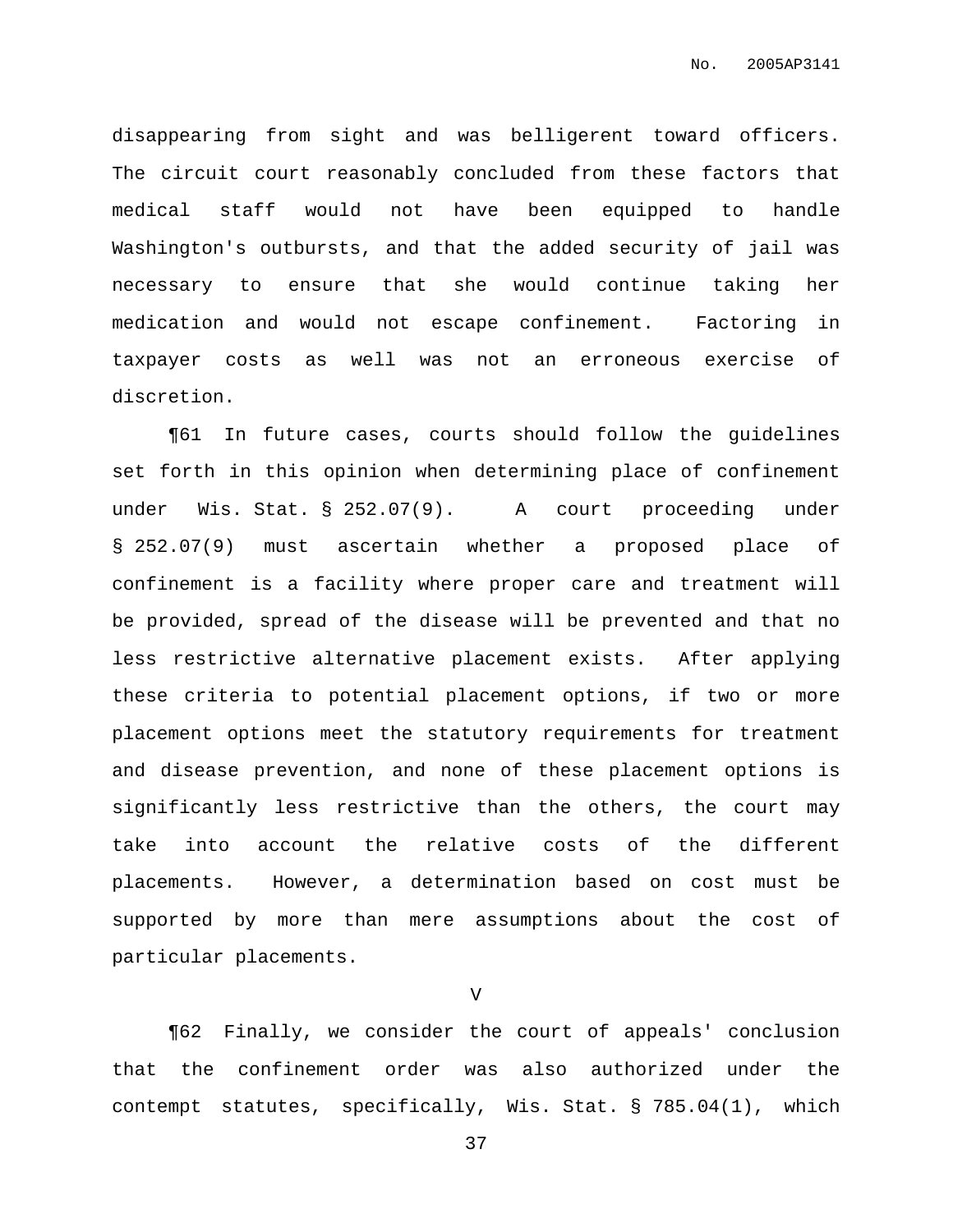disappearing from sight and was belligerent toward officers. The circuit court reasonably concluded from these factors that medical staff would not have been equipped to handle Washington's outbursts, and that the added security of jail was necessary to ensure that she would continue taking her medication and would not escape confinement. Factoring in taxpayer costs as well was not an erroneous exercise of discretion.

¶61 In future cases, courts should follow the guidelines set forth in this opinion when determining place of confinement under Wis. Stat. § 252.07(9). A court proceeding under § 252.07(9) must ascertain whether a proposed place of confinement is a facility where proper care and treatment will be provided, spread of the disease will be prevented and that no less restrictive alternative placement exists. After applying these criteria to potential placement options, if two or more placement options meet the statutory requirements for treatment and disease prevention, and none of these placement options is significantly less restrictive than the others, the court may take into account the relative costs of the different placements. However, a determination based on cost must be supported by more than mere assumptions about the cost of particular placements.

## V

¶62 Finally, we consider the court of appeals' conclusion that the confinement order was also authorized under the contempt statutes, specifically, Wis. Stat. § 785.04(1), which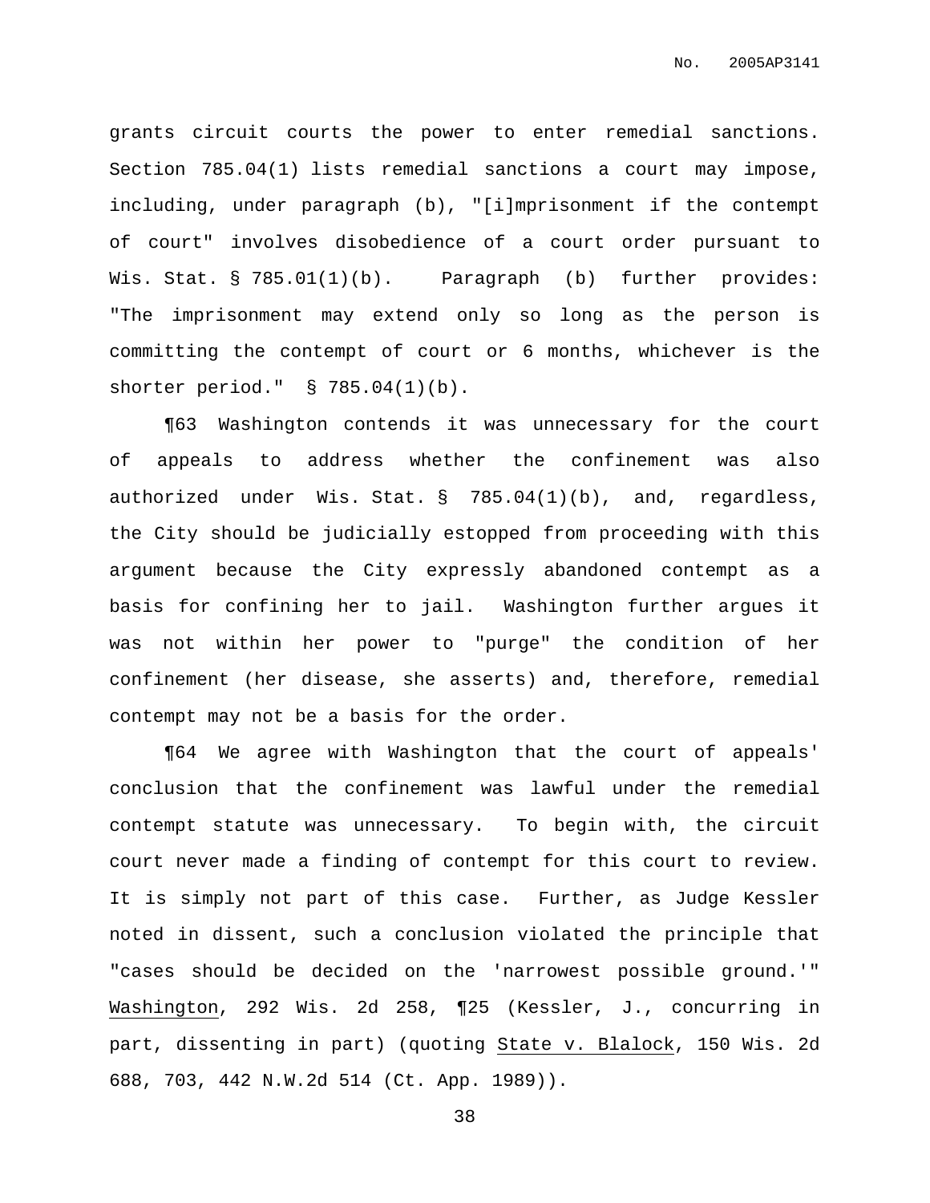grants circuit courts the power to enter remedial sanctions. Section 785.04(1) lists remedial sanctions a court may impose, including, under paragraph (b), "[i]mprisonment if the contempt of court" involves disobedience of a court order pursuant to Wis. Stat. § 785.01(1)(b). Paragraph (b) further provides: "The imprisonment may extend only so long as the person is committing the contempt of court or 6 months, whichever is the shorter period." § 785.04(1)(b).

¶63 Washington contends it was unnecessary for the court of appeals to address whether the confinement was also authorized under Wis. Stat. § 785.04(1)(b), and, regardless, the City should be judicially estopped from proceeding with this argument because the City expressly abandoned contempt as a basis for confining her to jail. Washington further argues it was not within her power to "purge" the condition of her confinement (her disease, she asserts) and, therefore, remedial contempt may not be a basis for the order.

¶64 We agree with Washington that the court of appeals' conclusion that the confinement was lawful under the remedial contempt statute was unnecessary. To begin with, the circuit court never made a finding of contempt for this court to review. It is simply not part of this case. Further, as Judge Kessler noted in dissent, such a conclusion violated the principle that "cases should be decided on the 'narrowest possible ground.'" Washington, 292 Wis. 2d 258, ¶25 (Kessler, J., concurring in part, dissenting in part) (quoting State v. Blalock, 150 Wis. 2d 688, 703, 442 N.W.2d 514 (Ct. App. 1989)).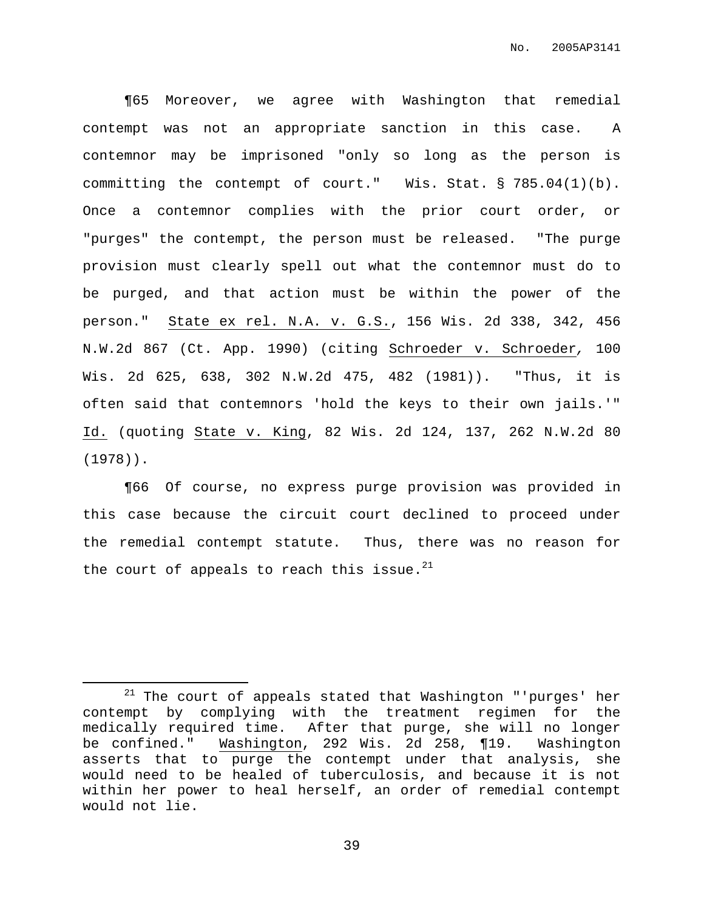¶65 Moreover, we agree with Washington that remedial contempt was not an appropriate sanction in this case. A contemnor may be imprisoned "only so long as the person is committing the contempt of court." Wis. Stat. § 785.04(1)(b). Once a contemnor complies with the prior court order, or "purges" the contempt, the person must be released. "The purge provision must clearly spell out what the contemnor must do to be purged, and that action must be within the power of the person." State ex rel. N.A. v. G.S., 156 Wis. 2d 338, 342, 456 N.W.2d 867 (Ct. App. 1990) (citing Schroeder v. Schroeder, 100 Wis. 2d 625, 638, 302 N.W.2d 475, 482 (1981)). "Thus, it is often said that contemnors 'hold the keys to their own jails.'" Id. (quoting State v. King, 82 Wis. 2d 124, 137, 262 N.W.2d 80 (1978)).

¶66 Of course, no express purge provision was provided in this case because the circuit court declined to proceed under the remedial contempt statute. Thus, there was no reason for the court of appeals to reach this issue.[21]

[21] The court of appeals stated that Washington "'purges' her contempt by complying with the treatment regimen for the medically required time. After that purge, she will no longer be confined." Washington, 292 Wis. 2d 258, ¶19. Washington asserts that to purge the contempt under that analysis, she would need to be healed of tuberculosis, and because it is not within her power to heal herself, an order of remedial contempt would not lie.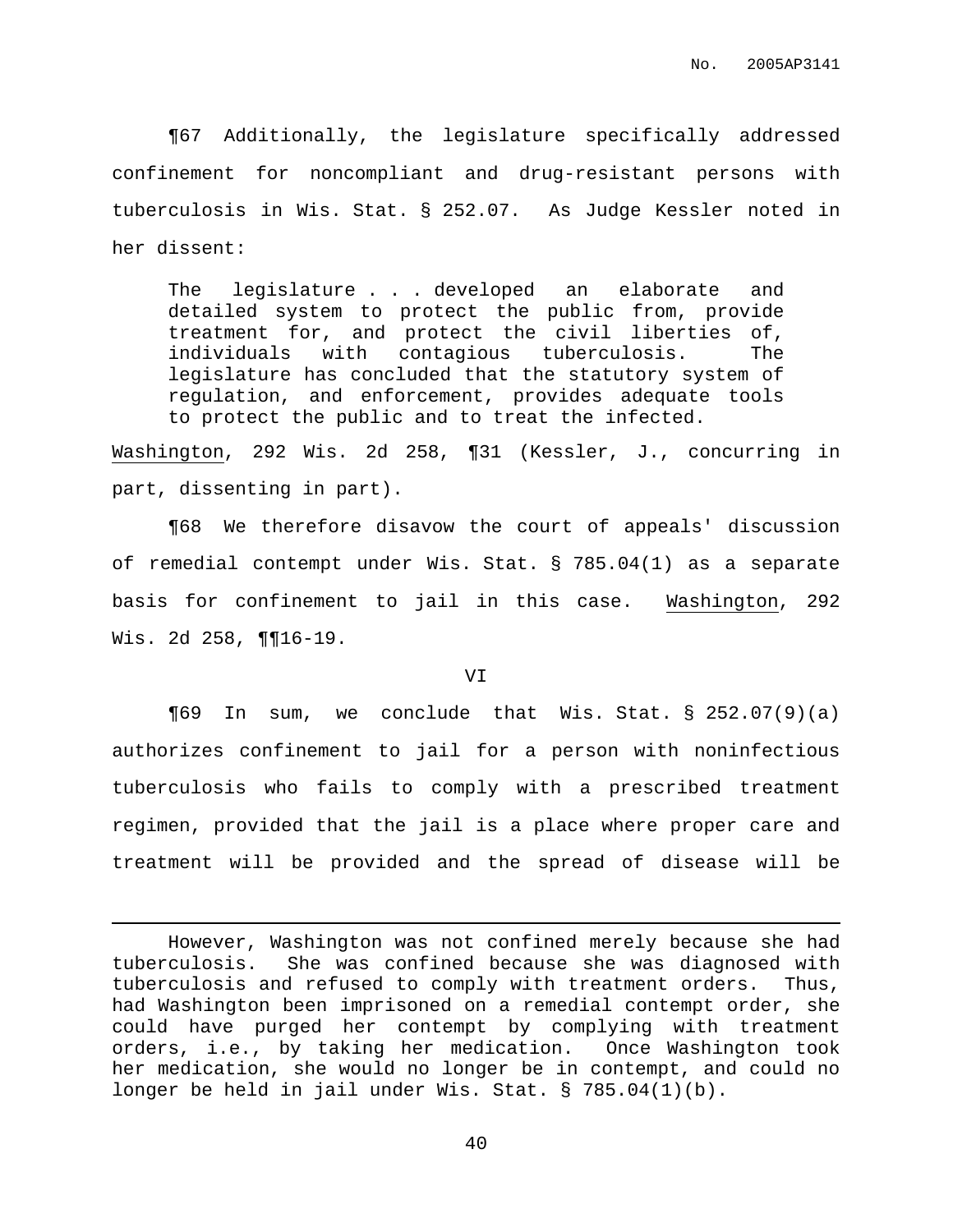¶67 Additionally, the legislature specifically addressed confinement for noncompliant and drug-resistant persons with tuberculosis in Wis. Stat. § 252.07. As Judge Kessler noted in her dissent:

> The legislature . . . developed an elaborate and detailed system to protect the public from, provide treatment for, and protect the civil liberties of, individuals with contagious tuberculosis. The legislature has concluded that the statutory system of regulation, and enforcement, provides adequate tools to protect the public and to treat the infected.

Washington, 292 Wis. 2d 258, ¶31 (Kessler, J., concurring in part, dissenting in part).

¶68 We therefore disavow the court of appeals' discussion of remedial contempt under Wis. Stat. § 785.04(1) as a separate basis for confinement to jail in this case. Washington, 292 Wis. 2d 258, ¶¶16-19.

## VI

¶69 In sum, we conclude that Wis. Stat. § 252.07(9)(a) authorizes confinement to jail for a person with noninfectious tuberculosis who fails to comply with a prescribed treatment regimen, provided that the jail is a place where proper care and treatment will be provided and the spread of disease will be

---

However, Washington was not confined merely because she had tuberculosis. She was confined because she was diagnosed with tuberculosis and refused to comply with treatment orders. Thus, had Washington been imprisoned on a remedial contempt order, she could have purged her contempt by complying with treatment orders, i.e., by taking her medication. Once Washington took her medication, she would no longer be in contempt, and could no longer be held in jail under Wis. Stat. § 785.04(1)(b).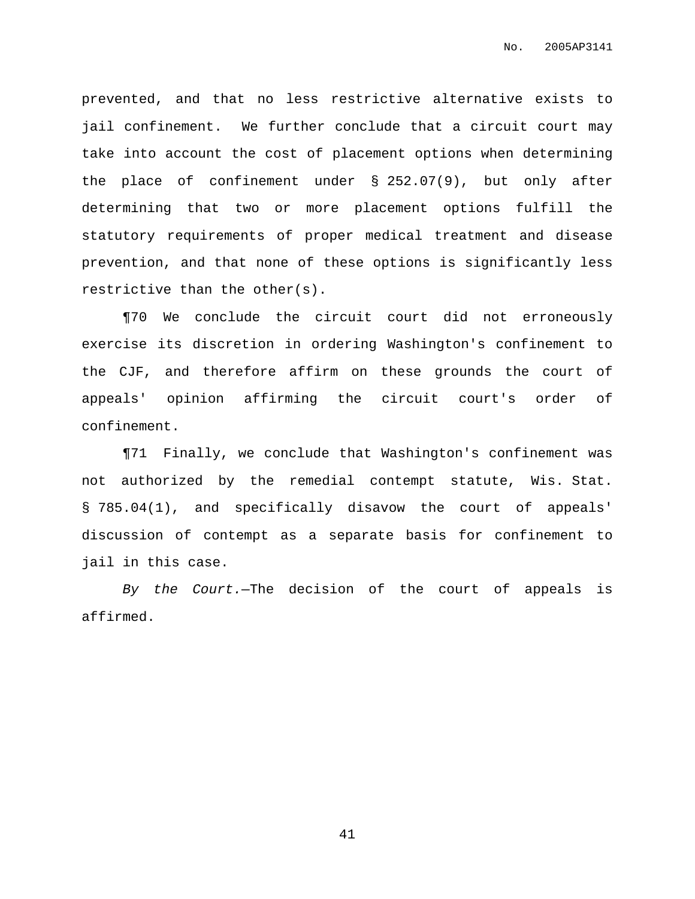prevented, and that no less restrictive alternative exists to jail confinement. We further conclude that a circuit court may take into account the cost of placement options when determining the place of confinement under § 252.07(9), but only after determining that two or more placement options fulfill the statutory requirements of proper medical treatment and disease prevention, and that none of these options is significantly less restrictive than the other(s).

¶70 We conclude the circuit court did not erroneously exercise its discretion in ordering Washington's confinement to the CJF, and therefore affirm on these grounds the court of appeals' opinion affirming the circuit court's order of confinement.

¶71 Finally, we conclude that Washington's confinement was not authorized by the remedial contempt statute, Wis. Stat. § 785.04(1), and specifically disavow the court of appeals' discussion of contempt as a separate basis for confinement to jail in this case.

*By the Court.*—The decision of the court of appeals is affirmed.